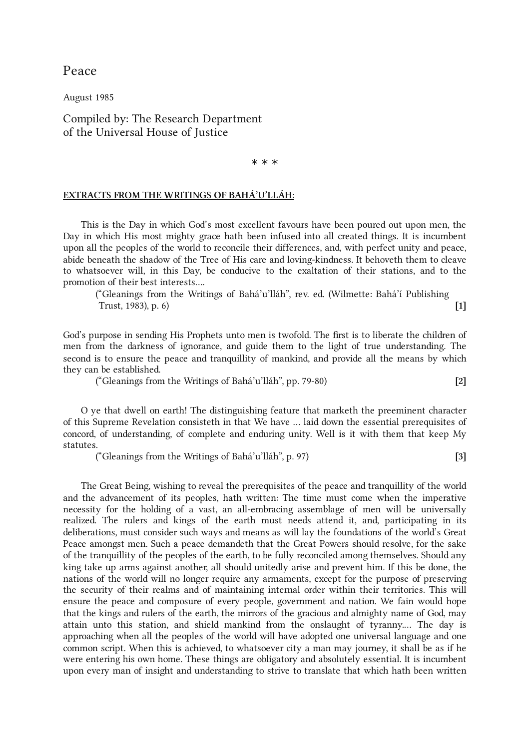# Peace

August 1985

Compiled by: The Research Department of the Universal House of Justice

\* \* \*

## EXTRACTS FROM THE WRITINGS OF BAHÁ'U'LLÁH:

This is the Day in which God's most excellent favours have been poured out upon men, the Day in which His most mighty grace hath been infused into all created things. It is incumbent upon all the peoples of the world to reconcile their differences, and, with perfect unity and peace, abide beneath the shadow of the Tree of His care and loving-kindness. It behoveth them to cleave to whatsoever will, in this Day, be conducive to the exaltation of their stations, and to the promotion of their best interests....

("Gleanings from the Writings of Bahá'u'lláh", rev. ed. (Wilmette: Bahá'í Publishing Trust, 1983), p. 6) **[1]**

God's purpose in sending His Prophets unto men is twofold. The first is to liberate the children of men from the darkness of ignorance, and guide them to the light of true understanding. The second is to ensure the peace and tranquillity of mankind, and provide all the means by which they can be established.

("Gleanings from the Writings of Bahá'u'lláh", pp. 79-80) **[2]**

O ye that dwell on earth! The distinguishing feature that marketh the preeminent character of this Supreme Revelation consisteth in that We have ... laid down the essential prerequisites of concord, of understanding, of complete and enduring unity. Well is it with them that keep My statutes.

("Gleanings from the Writings of Bahá'u'lláh", p. 97) **[3]**

The Great Being, wishing to reveal the prerequisites of the peace and tranquillity of the world and the advancement of its peoples, hath written: The time must come when the imperative necessity for the holding of a vast, an all-embracing assemblage of men will be universally realized. The rulers and kings of the earth must needs attend it, and, participating in its deliberations, must consider such ways and means as will lay the foundations of the world's Great Peace amongst men. Such a peace demandeth that the Great Powers should resolve, for the sake of the tranquillity of the peoples of the earth, to be fully reconciled among themselves. Should any king take up arms against another, all should unitedly arise and prevent him. If this be done, the nations of the world will no longer require any armaments, except for the purpose of preserving the security of their realms and of maintaining internal order within their territories. This will ensure the peace and composure of every people, government and nation. We fain would hope that the kings and rulers of the earth, the mirrors of the gracious and almighty name of God, may attain unto this station, and shield mankind from the onslaught of tyranny.... The day is approaching when all the peoples of the world will have adopted one universal language and one common script. When this is achieved, to whatsoever city a man may journey, it shall be as if he were entering his own home. These things are obligatory and absolutely essential. It is incumbent upon every man of insight and understanding to strive to translate that which hath been written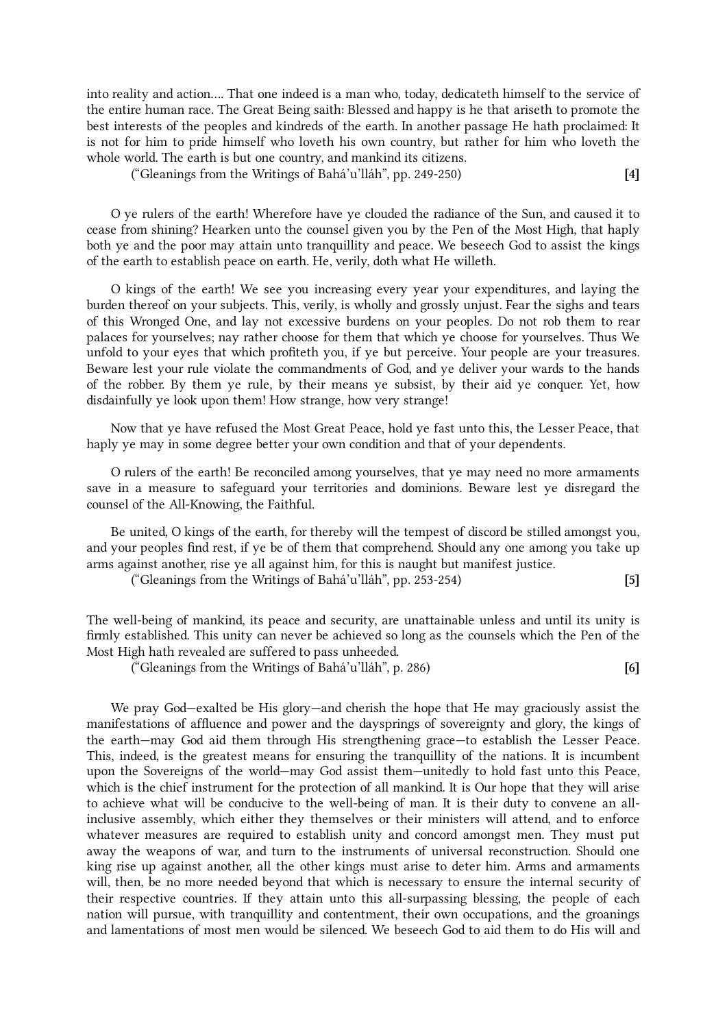into reality and action.... That one indeed is a man who, today, dedicateth himself to the service of the entire human race. The Great Being saith: Blessed and happy is he that ariseth to promote the best interests of the peoples and kindreds of the earth. In another passage He hath proclaimed: It is not for him to pride himself who loveth his own country, but rather for him who loveth the whole world. The earth is but one country, and mankind its citizens.

("Gleanings from the Writings of Bahá'u'lláh", pp. 249-250) **[4]**

O ye rulers of the earth! Wherefore have ye clouded the radiance of the Sun, and caused it to cease from shining? Hearken unto the counsel given you by the Pen of the Most High, that haply both ye and the poor may attain unto tranquillity and peace. We beseech God to assist the kings of the earth to establish peace on earth. He, verily, doth what He willeth.

O kings of the earth! We see you increasing every year your expenditures, and laying the burden thereof on your subjects. This, verily, is wholly and grossly unjust. Fear the sighs and tears of this Wronged One, and lay not excessive burdens on your peoples. Do not rob them to rear palaces for yourselves; nay rather choose for them that which ye choose for yourselves. Thus We unfold to your eyes that which profiteth you, if ye but perceive. Your people are your treasures. Beware lest your rule violate the commandments of God, and ye deliver your wards to the hands of the robber. By them ye rule, by their means ye subsist, by their aid ye conquer. Yet, how disdainfully ye look upon them! How strange, how very strange!

Now that ye have refused the Most Great Peace, hold ye fast unto this, the Lesser Peace, that haply ye may in some degree better your own condition and that of your dependents.

O rulers of the earth! Be reconciled among yourselves, that ye may need no more armaments save in a measure to safeguard your territories and dominions. Beware lest ye disregard the counsel of the All-Knowing, the Faithful.

Be united, O kings of the earth, for thereby will the tempest of discord be stilled amongst you, and your peoples find rest, if ye be of them that comprehend. Should any one among you take up arms against another, rise ye all against him, for this is naught but manifest justice.

("Gleanings from the Writings of Bahá'u'lláh", pp. 253-254) **[5]**

The well-being of mankind, its peace and security, are unattainable unless and until its unity is firmly established. This unity can never be achieved so long as the counsels which the Pen of the Most High hath revealed are suffered to pass unheeded.

("Gleanings from the Writings of Bahá'u'lláh", p. 286) **[6]**

We pray God—exalted be His glory—and cherish the hope that He may graciously assist the manifestations of affluence and power and the daysprings of sovereignty and glory, the kings of the earth—may God aid them through His strengthening grace—to establish the Lesser Peace. This, indeed, is the greatest means for ensuring the tranquillity of the nations. It is incumbent upon the Sovereigns of the world—may God assist them—unitedly to hold fast unto this Peace, which is the chief instrument for the protection of all mankind. It is Our hope that they will arise to achieve what will be conducive to the well-being of man. It is their duty to convene an all-inclusive assembly, which either they themselves or their ministers will attend, and to enforce whatever measures are required to establish unity and concord amongst men. They must put away the weapons of war, and turn to the instruments of universal reconstruction. Should one king rise up against another, all the other kings must arise to deter him. Arms and armaments will, then, be no more needed beyond that which is necessary to ensure the internal security of their respective countries. If they attain unto this all-surpassing blessing, the people of each nation will pursue, with tranquillity and contentment, their own occupations, and the groanings and lamentations of most men would be silenced. We beseech God to aid them to do His will and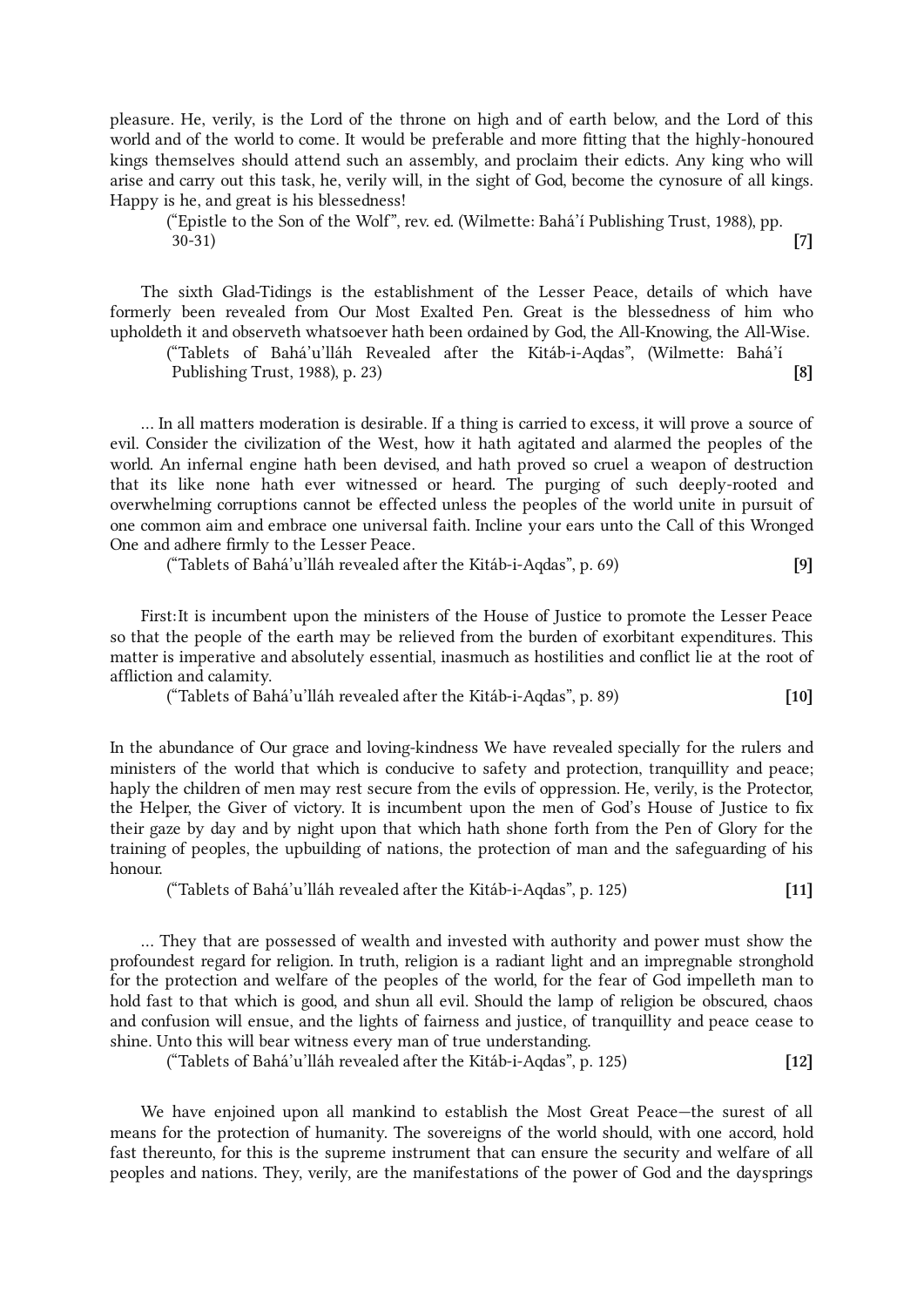pleasure. He, verily, is the Lord of the throne on high and of earth below, and the Lord of this world and of the world to come. It would be preferable and more fitting that the highly-honoured kings themselves should attend such an assembly, and proclaim their edicts. Any king who will arise and carry out this task, he, verily will, in the sight of God, become the cynosure of all kings. Happy is he, and great is his blessedness!

> ("Epistle to the Son of the Wolf", rev. ed. (Wilmette: Bahá'í Publishing Trust, 1988), pp. 30-31) **[7]**

The sixth Glad-Tidings is the establishment of the Lesser Peace, details of which have formerly been revealed from Our Most Exalted Pen. Great is the blessedness of him who upholdeth it and observeth whatsoever hath been ordained by God, the All-Knowing, the All-Wise.

> ("Tablets of Bahá'u'lláh Revealed after the Kitáb-i-Aqdas", (Wilmette: Bahá'í Publishing Trust, 1988), p. 23) **[8]**

... In all matters moderation is desirable. If a thing is carried to excess, it will prove a source of evil. Consider the civilization of the West, how it hath agitated and alarmed the peoples of the world. An infernal engine hath been devised, and hath proved so cruel a weapon of destruction that its like none hath ever witnessed or heard. The purging of such deeply-rooted and overwhelming corruptions cannot be effected unless the peoples of the world unite in pursuit of one common aim and embrace one universal faith. Incline your ears unto the Call of this Wronged One and adhere firmly to the Lesser Peace.

> ("Tablets of Bahá'u'lláh revealed after the Kitáb-i-Aqdas", p. 69) **[9]**

First:It is incumbent upon the ministers of the House of Justice to promote the Lesser Peace so that the people of the earth may be relieved from the burden of exorbitant expenditures. This matter is imperative and absolutely essential, inasmuch as hostilities and conflict lie at the root of affliction and calamity.

> ("Tablets of Bahá'u'lláh revealed after the Kitáb-i-Aqdas", p. 89) **[10]**

In the abundance of Our grace and loving-kindness We have revealed specially for the rulers and ministers of the world that which is conducive to safety and protection, tranquillity and peace; haply the children of men may rest secure from the evils of oppression. He, verily, is the Protector, the Helper, the Giver of victory. It is incumbent upon the men of God's House of Justice to fix their gaze by day and by night upon that which hath shone forth from the Pen of Glory for the training of peoples, the upbuilding of nations, the protection of man and the safeguarding of his honour.

> ("Tablets of Bahá'u'lláh revealed after the Kitáb-i-Aqdas", p. 125) **[11]**

... They that are possessed of wealth and invested with authority and power must show the profoundest regard for religion. In truth, religion is a radiant light and an impregnable stronghold for the protection and welfare of the peoples of the world, for the fear of God impelleth man to hold fast to that which is good, and shun all evil. Should the lamp of religion be obscured, chaos and confusion will ensue, and the lights of fairness and justice, of tranquillity and peace cease to shine. Unto this will bear witness every man of true understanding.

> ("Tablets of Bahá'u'lláh revealed after the Kitáb-i-Aqdas", p. 125) **[12]**

We have enjoined upon all mankind to establish the Most Great Peace—the surest of all means for the protection of humanity. The sovereigns of the world should, with one accord, hold fast thereunto, for this is the supreme instrument that can ensure the security and welfare of all peoples and nations. They, verily, are the manifestations of the power of God and the daysprings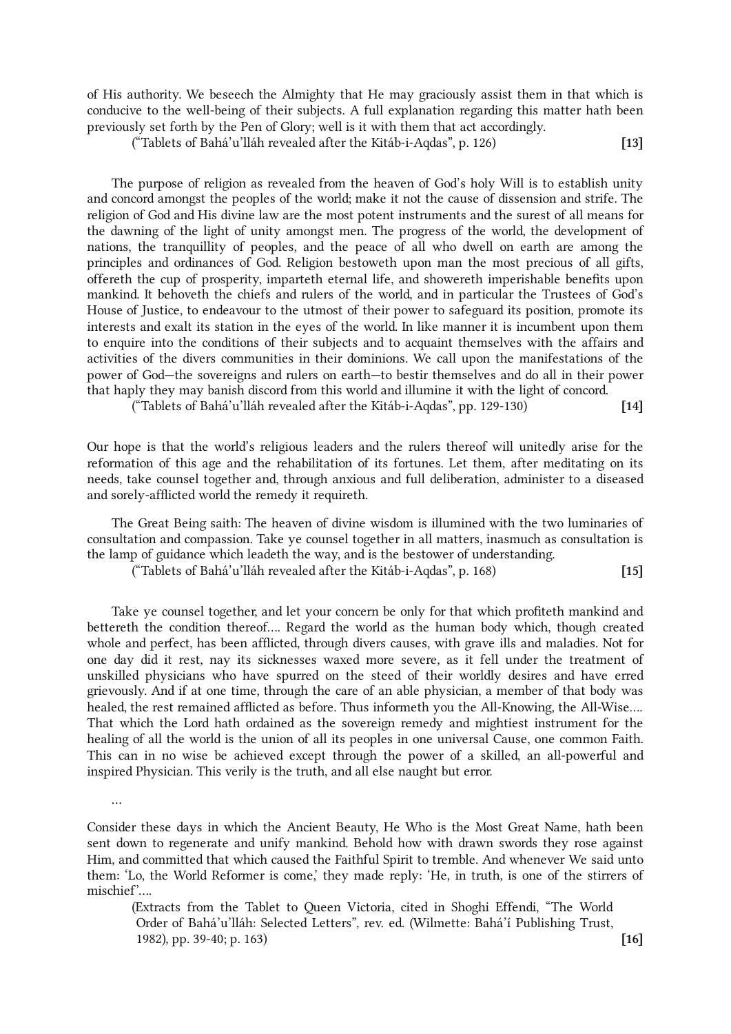of His authority. We beseech the Almighty that He may graciously assist them in that which is conducive to the well-being of their subjects. A full explanation regarding this matter hath been previously set forth by the Pen of Glory; well is it with them that act accordingly.

("Tablets of Bahá'u'lláh revealed after the Kitáb-i-Aqdas", p. 126) **[13]**

The purpose of religion as revealed from the heaven of God's holy Will is to establish unity and concord amongst the peoples of the world; make it not the cause of dissension and strife. The religion of God and His divine law are the most potent instruments and the surest of all means for the dawning of the light of unity amongst men. The progress of the world, the development of nations, the tranquillity of peoples, and the peace of all who dwell on earth are among the principles and ordinances of God. Religion bestoweth upon man the most precious of all gifts, offereth the cup of prosperity, imparteth eternal life, and showereth imperishable benefits upon mankind. It behoveth the chiefs and rulers of the world, and in particular the Trustees of God's House of Justice, to endeavour to the utmost of their power to safeguard its position, promote its interests and exalt its station in the eyes of the world. In like manner it is incumbent upon them to enquire into the conditions of their subjects and to acquaint themselves with the affairs and activities of the divers communities in their dominions. We call upon the manifestations of the power of God—the sovereigns and rulers on earth—to bestir themselves and do all in their power that haply they may banish discord from this world and illumine it with the light of concord.

("Tablets of Bahá'u'lláh revealed after the Kitáb-i-Aqdas", pp. 129-130) **[14]**

Our hope is that the world's religious leaders and the rulers thereof will unitedly arise for the reformation of this age and the rehabilitation of its fortunes. Let them, after meditating on its needs, take counsel together and, through anxious and full deliberation, administer to a diseased and sorely-afflicted world the remedy it requireth.

The Great Being saith: The heaven of divine wisdom is illumined with the two luminaries of consultation and compassion. Take ye counsel together in all matters, inasmuch as consultation is the lamp of guidance which leadeth the way, and is the bestower of understanding.

("Tablets of Bahá'u'lláh revealed after the Kitáb-i-Aqdas", p. 168) **[15]**

Take ye counsel together, and let your concern be only for that which profiteth mankind and bettereth the condition thereof.... Regard the world as the human body which, though created whole and perfect, has been afflicted, through divers causes, with grave ills and maladies. Not for one day did it rest, nay its sicknesses waxed more severe, as it fell under the treatment of unskilled physicians who have spurred on the steed of their worldly desires and have erred grievously. And if at one time, through the care of an able physician, a member of that body was healed, the rest remained afflicted as before. Thus informeth you the All-Knowing, the All-Wise.... That which the Lord hath ordained as the sovereign remedy and mightiest instrument for the healing of all the world is the union of all its peoples in one universal Cause, one common Faith. This can in no wise be achieved except through the power of a skilled, an all-powerful and inspired Physician. This verily is the truth, and all else naught but error.

...

Consider these days in which the Ancient Beauty, He Who is the Most Great Name, hath been sent down to regenerate and unify mankind. Behold how with drawn swords they rose against Him, and committed that which caused the Faithful Spirit to tremble. And whenever We said unto them: 'Lo, the World Reformer is come,' they made reply: 'He, in truth, is one of the stirrers of mischief'....

(Extracts from the Tablet to Queen Victoria, cited in Shoghi Effendi, "The World Order of Bahá'u'lláh: Selected Letters", rev. ed. (Wilmette: Bahá'í Publishing Trust, 1982), pp. 39-40; p. 163) **[16]**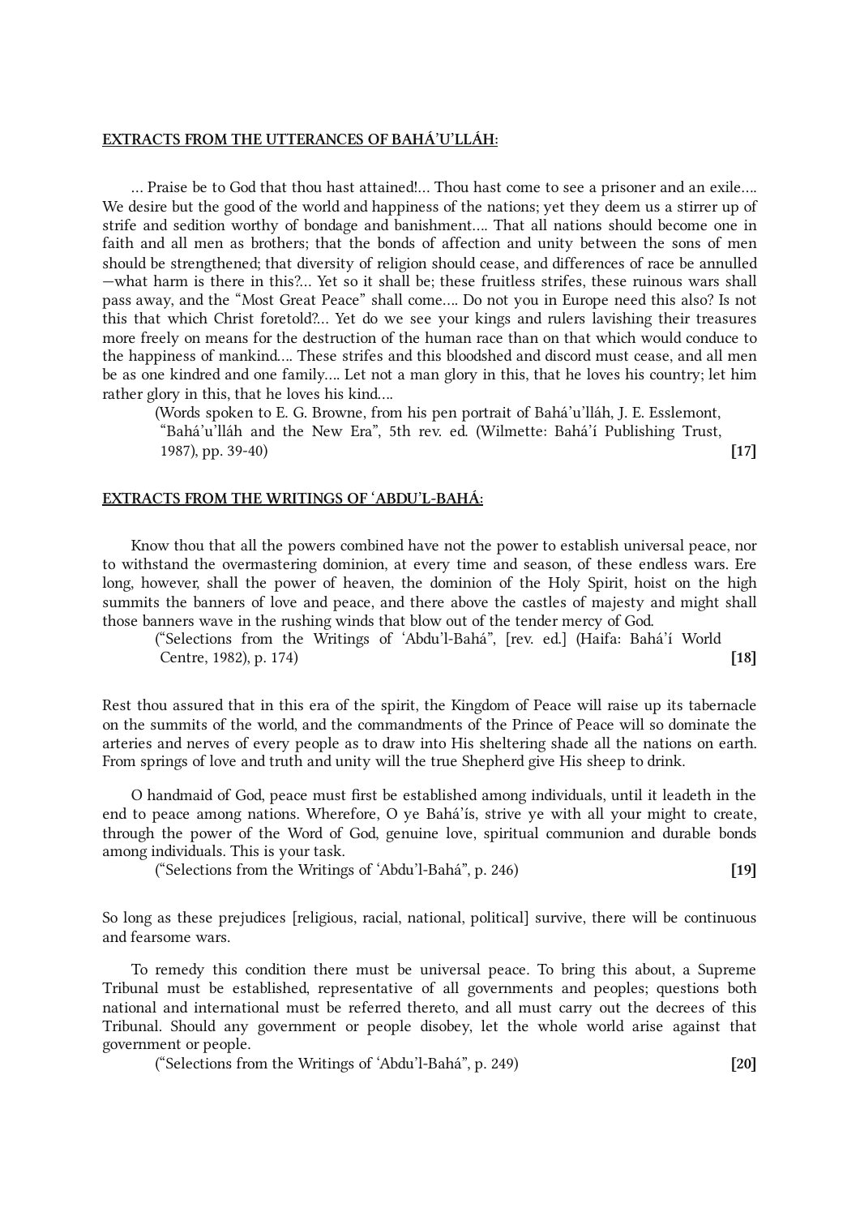EXTRACTS FROM THE UTTERANCES OF BAHÁ'U'LLÁH:

… Praise be to God that thou hast attained!… Thou hast come to see a prisoner and an exile…. We desire but the good of the world and happiness of the nations; yet they deem us a stirrer up of strife and sedition worthy of bondage and banishment…. That all nations should become one in faith and all men as brothers; that the bonds of affection and unity between the sons of men should be strengthened; that diversity of religion should cease, and differences of race be annulled—what harm is there in this?… Yet so it shall be; these fruitless strifes, these ruinous wars shall pass away, and the "Most Great Peace" shall come…. Do not you in Europe need this also? Is not this that which Christ foretold?… Yet do we see your kings and rulers lavishing their treasures more freely on means for the destruction of the human race than on that which would conduce to the happiness of mankind…. These strifes and this bloodshed and discord must cease, and all men be as one kindred and one family…. Let not a man glory in this, that he loves his country; let him rather glory in this, that he loves his kind….

(Words spoken to E. G. Browne, from his pen portrait of Bahá'u'lláh, J. E. Esslemont, "Bahá'u'lláh and the New Era", 5th rev. ed. (Wilmette: Bahá'í Publishing Trust, 1987), pp. 39-40) **[17]**

EXTRACTS FROM THE WRITINGS OF 'ABDU'L-BAHÁ:

Know thou that all the powers combined have not the power to establish universal peace, nor to withstand the overmastering dominion, at every time and season, of these endless wars. Ere long, however, shall the power of heaven, the dominion of the Holy Spirit, hoist on the high summits the banners of love and peace, and there above the castles of majesty and might shall those banners wave in the rushing winds that blow out of the tender mercy of God.

("Selections from the Writings of 'Abdu'l-Bahá", [rev. ed.] (Haifa: Bahá'í World Centre, 1982), p. 174) **[18]**

Rest thou assured that in this era of the spirit, the Kingdom of Peace will raise up its tabernacle on the summits of the world, and the commandments of the Prince of Peace will so dominate the arteries and nerves of every people as to draw into His sheltering shade all the nations on earth. From springs of love and truth and unity will the true Shepherd give His sheep to drink.

O handmaid of God, peace must first be established among individuals, until it leadeth in the end to peace among nations. Wherefore, O ye Bahá'ís, strive ye with all your might to create, through the power of the Word of God, genuine love, spiritual communion and durable bonds among individuals. This is your task.

("Selections from the Writings of 'Abdu'l-Bahá", p. 246) **[19]**

So long as these prejudices [religious, racial, national, political] survive, there will be continuous and fearsome wars.

To remedy this condition there must be universal peace. To bring this about, a Supreme Tribunal must be established, representative of all governments and peoples; questions both national and international must be referred thereto, and all must carry out the decrees of this Tribunal. Should any government or people disobey, let the whole world arise against that government or people.

("Selections from the Writings of 'Abdu'l-Bahá", p. 249) **[20]**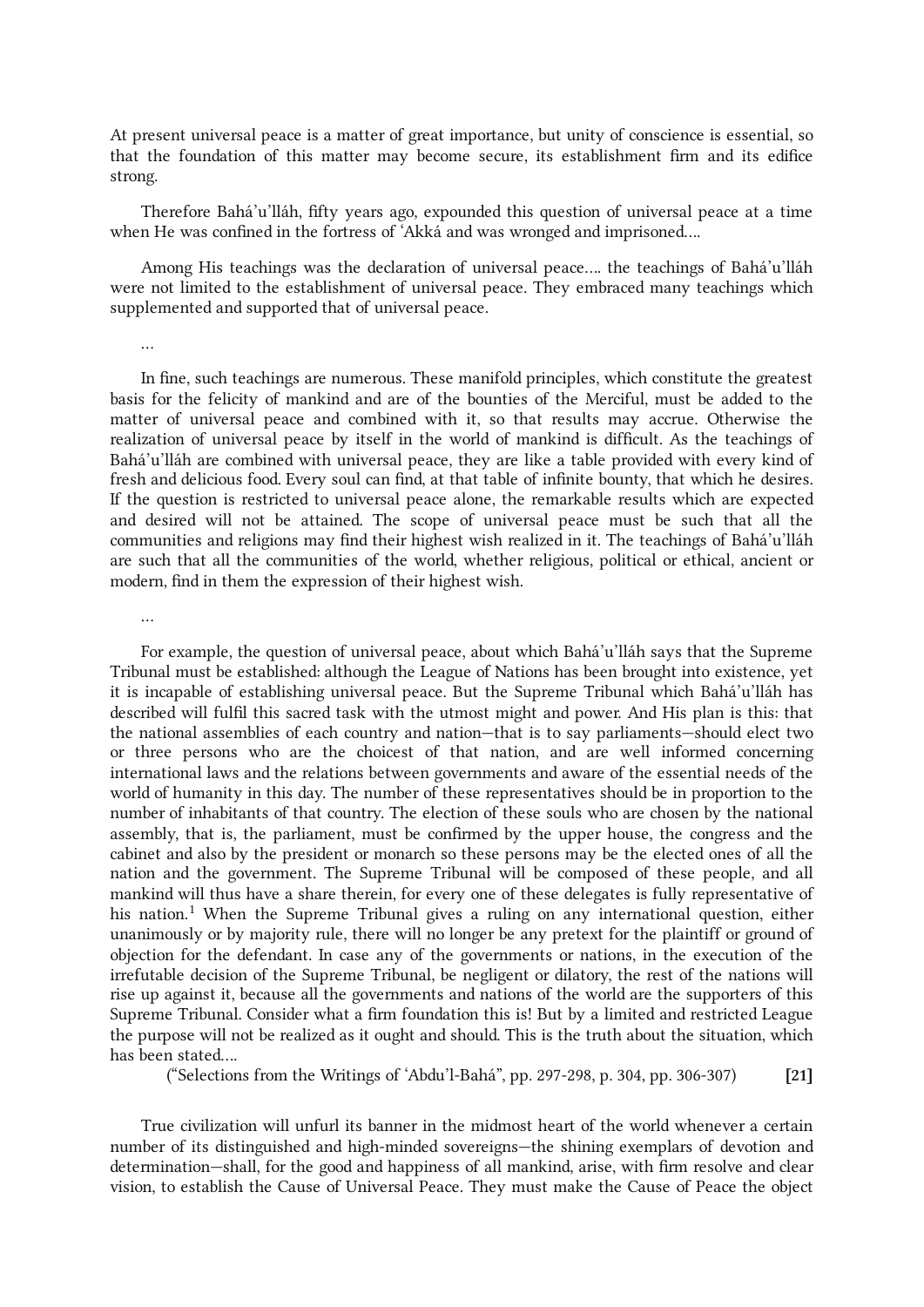At present universal peace is a matter of great importance, but unity of conscience is essential, so that the foundation of this matter may become secure, its establishment firm and its edifice strong.

Therefore Bahá'u'lláh, fifty years ago, expounded this question of universal peace at a time when He was confined in the fortress of 'Akká and was wronged and imprisoned….

Among His teachings was the declaration of universal peace…. the teachings of Bahá'u'lláh were not limited to the establishment of universal peace. They embraced many teachings which supplemented and supported that of universal peace.

…

In fine, such teachings are numerous. These manifold principles, which constitute the greatest basis for the felicity of mankind and are of the bounties of the Merciful, must be added to the matter of universal peace and combined with it, so that results may accrue. Otherwise the realization of universal peace by itself in the world of mankind is difficult. As the teachings of Bahá'u'lláh are combined with universal peace, they are like a table provided with every kind of fresh and delicious food. Every soul can find, at that table of infinite bounty, that which he desires. If the question is restricted to universal peace alone, the remarkable results which are expected and desired will not be attained. The scope of universal peace must be such that all the communities and religions may find their highest wish realized in it. The teachings of Bahá'u'lláh are such that all the communities of the world, whether religious, political or ethical, ancient or modern, find in them the expression of their highest wish.

…

For example, the question of universal peace, about which Bahá'u'lláh says that the Supreme Tribunal must be established: although the League of Nations has been brought into existence, yet it is incapable of establishing universal peace. But the Supreme Tribunal which Bahá'u'lláh has described will fulfil this sacred task with the utmost might and power. And His plan is this: that the national assemblies of each country and nation—that is to say parliaments—should elect two or three persons who are the choicest of that nation, and are well informed concerning international laws and the relations between governments and aware of the essential needs of the world of humanity in this day. The number of these representatives should be in proportion to the number of inhabitants of that country. The election of these souls who are chosen by the national assembly, that is, the parliament, must be confirmed by the upper house, the congress and the cabinet and also by the president or monarch so these persons may be the elected ones of all the nation and the government. The Supreme Tribunal will be composed of these people, and all mankind will thus have a share therein, for every one of these delegates is fully representative of his nation.[1] When the Supreme Tribunal gives a ruling on any international question, either unanimously or by majority rule, there will no longer be any pretext for the plaintiff or ground of objection for the defendant. In case any of the governments or nations, in the execution of the irrefutable decision of the Supreme Tribunal, be negligent or dilatory, the rest of the nations will rise up against it, because all the governments and nations of the world are the supporters of this Supreme Tribunal. Consider what a firm foundation this is! But by a limited and restricted League the purpose will not be realized as it ought and should. This is the truth about the situation, which has been stated….

("Selections from the Writings of 'Abdu'l-Bahá", pp. 297-298, p. 304, pp. 306-307) **[21]**

True civilization will unfurl its banner in the midmost heart of the world whenever a certain number of its distinguished and high-minded sovereigns—the shining exemplars of devotion and determination—shall, for the good and happiness of all mankind, arise, with firm resolve and clear vision, to establish the Cause of Universal Peace. They must make the Cause of Peace the object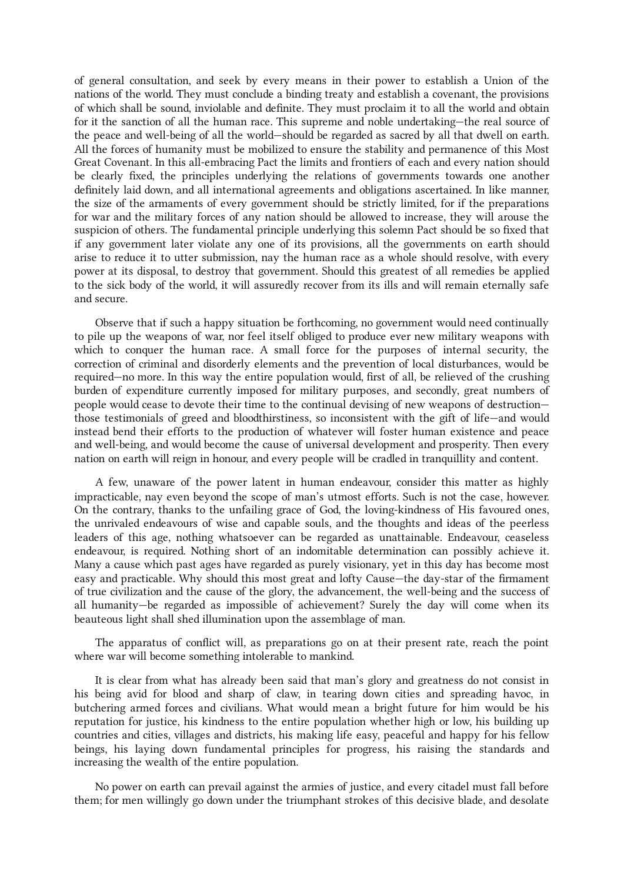of general consultation, and seek by every means in their power to establish a Union of the nations of the world. They must conclude a binding treaty and establish a covenant, the provisions of which shall be sound, inviolable and definite. They must proclaim it to all the world and obtain for it the sanction of all the human race. This supreme and noble undertaking—the real source of the peace and well-being of all the world—should be regarded as sacred by all that dwell on earth. All the forces of humanity must be mobilized to ensure the stability and permanence of this Most Great Covenant. In this all-embracing Pact the limits and frontiers of each and every nation should be clearly fixed, the principles underlying the relations of governments towards one another definitely laid down, and all international agreements and obligations ascertained. In like manner, the size of the armaments of every government should be strictly limited, for if the preparations for war and the military forces of any nation should be allowed to increase, they will arouse the suspicion of others. The fundamental principle underlying this solemn Pact should be so fixed that if any government later violate any one of its provisions, all the governments on earth should arise to reduce it to utter submission, nay the human race as a whole should resolve, with every power at its disposal, to destroy that government. Should this greatest of all remedies be applied to the sick body of the world, it will assuredly recover from its ills and will remain eternally safe and secure.

Observe that if such a happy situation be forthcoming, no government would need continually to pile up the weapons of war, nor feel itself obliged to produce ever new military weapons with which to conquer the human race. A small force for the purposes of internal security, the correction of criminal and disorderly elements and the prevention of local disturbances, would be required—no more. In this way the entire population would, first of all, be relieved of the crushing burden of expenditure currently imposed for military purposes, and secondly, great numbers of people would cease to devote their time to the continual devising of new weapons of destruction—those testimonials of greed and bloodthirstiness, so inconsistent with the gift of life—and would instead bend their efforts to the production of whatever will foster human existence and peace and well-being, and would become the cause of universal development and prosperity. Then every nation on earth will reign in honour, and every people will be cradled in tranquillity and content.

A few, unaware of the power latent in human endeavour, consider this matter as highly impracticable, nay even beyond the scope of man's utmost efforts. Such is not the case, however. On the contrary, thanks to the unfailing grace of God, the loving-kindness of His favoured ones, the unrivaled endeavours of wise and capable souls, and the thoughts and ideas of the peerless leaders of this age, nothing whatsoever can be regarded as unattainable. Endeavour, ceaseless endeavour, is required. Nothing short of an indomitable determination can possibly achieve it. Many a cause which past ages have regarded as purely visionary, yet in this day has become most easy and practicable. Why should this most great and lofty Cause—the day-star of the firmament of true civilization and the cause of the glory, the advancement, the well-being and the success of all humanity—be regarded as impossible of achievement? Surely the day will come when its beauteous light shall shed illumination upon the assemblage of man.

The apparatus of conflict will, as preparations go on at their present rate, reach the point where war will become something intolerable to mankind.

It is clear from what has already been said that man's glory and greatness do not consist in his being avid for blood and sharp of claw, in tearing down cities and spreading havoc, in butchering armed forces and civilians. What would mean a bright future for him would be his reputation for justice, his kindness to the entire population whether high or low, his building up countries and cities, villages and districts, his making life easy, peaceful and happy for his fellow beings, his laying down fundamental principles for progress, his raising the standards and increasing the wealth of the entire population.

No power on earth can prevail against the armies of justice, and every citadel must fall before them; for men willingly go down under the triumphant strokes of this decisive blade, and desolate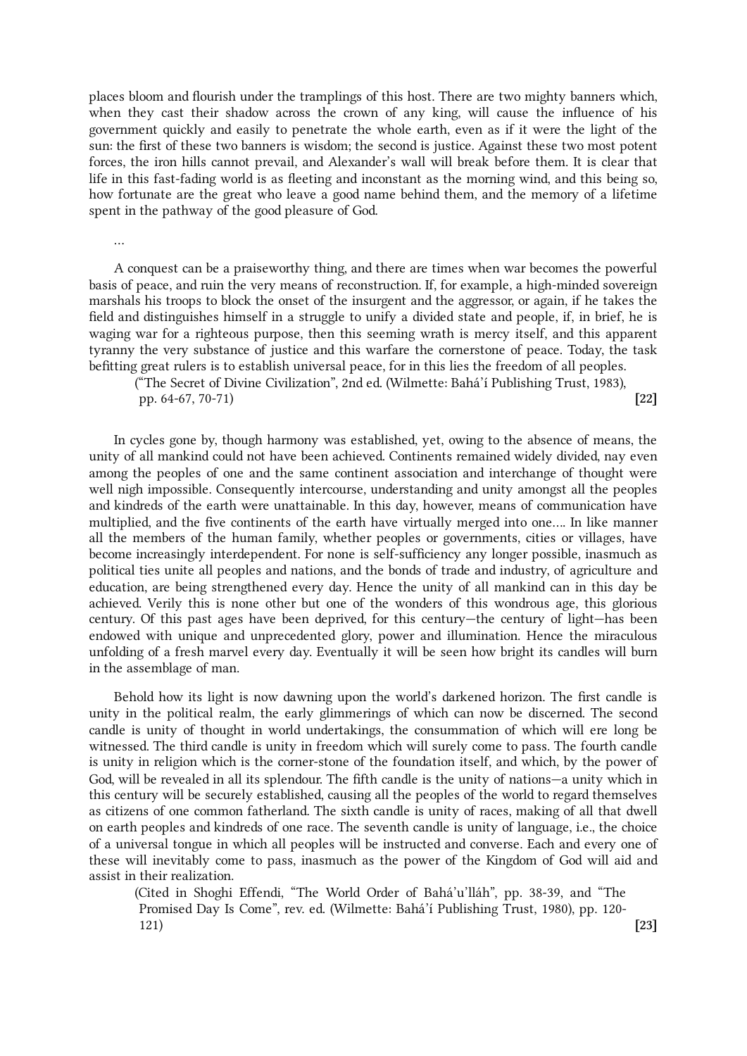places bloom and flourish under the tramplings of this host. There are two mighty banners which, when they cast their shadow across the crown of any king, will cause the influence of his government quickly and easily to penetrate the whole earth, even as if it were the light of the sun: the first of these two banners is wisdom; the second is justice. Against these two most potent forces, the iron hills cannot prevail, and Alexander's wall will break before them. It is clear that life in this fast-fading world is as fleeting and inconstant as the morning wind, and this being so, how fortunate are the great who leave a good name behind them, and the memory of a lifetime spent in the pathway of the good pleasure of God.

…

A conquest can be a praiseworthy thing, and there are times when war becomes the powerful basis of peace, and ruin the very means of reconstruction. If, for example, a high-minded sovereign marshals his troops to block the onset of the insurgent and the aggressor, or again, if he takes the field and distinguishes himself in a struggle to unify a divided state and people, if, in brief, he is waging war for a righteous purpose, then this seeming wrath is mercy itself, and this apparent tyranny the very substance of justice and this warfare the cornerstone of peace. Today, the task befitting great rulers is to establish universal peace, for in this lies the freedom of all peoples.

("The Secret of Divine Civilization", 2nd ed. (Wilmette: Bahá'í Publishing Trust, 1983), pp. 64-67, 70-71) **[22]**

In cycles gone by, though harmony was established, yet, owing to the absence of means, the unity of all mankind could not have been achieved. Continents remained widely divided, nay even among the peoples of one and the same continent association and interchange of thought were well nigh impossible. Consequently intercourse, understanding and unity amongst all the peoples and kindreds of the earth were unattainable. In this day, however, means of communication have multiplied, and the five continents of the earth have virtually merged into one.... In like manner all the members of the human family, whether peoples or governments, cities or villages, have become increasingly interdependent. For none is self-sufficiency any longer possible, inasmuch as political ties unite all peoples and nations, and the bonds of trade and industry, of agriculture and education, are being strengthened every day. Hence the unity of all mankind can in this day be achieved. Verily this is none other but one of the wonders of this wondrous age, this glorious century. Of this past ages have been deprived, for this century—the century of light—has been endowed with unique and unprecedented glory, power and illumination. Hence the miraculous unfolding of a fresh marvel every day. Eventually it will be seen how bright its candles will burn in the assemblage of man.

Behold how its light is now dawning upon the world's darkened horizon. The first candle is unity in the political realm, the early glimmerings of which can now be discerned. The second candle is unity of thought in world undertakings, the consummation of which will ere long be witnessed. The third candle is unity in freedom which will surely come to pass. The fourth candle is unity in religion which is the corner-stone of the foundation itself, and which, by the power of God, will be revealed in all its splendour. The fifth candle is the unity of nations—a unity which in this century will be securely established, causing all the peoples of the world to regard themselves as citizens of one common fatherland. The sixth candle is unity of races, making of all that dwell on earth peoples and kindreds of one race. The seventh candle is unity of language, i.e., the choice of a universal tongue in which all peoples will be instructed and converse. Each and every one of these will inevitably come to pass, inasmuch as the power of the Kingdom of God will aid and assist in their realization.

(Cited in Shoghi Effendi, "The World Order of Bahá'u'lláh", pp. 38-39, and "The Promised Day Is Come", rev. ed. (Wilmette: Bahá'í Publishing Trust, 1980), pp. 120-121) **[23]**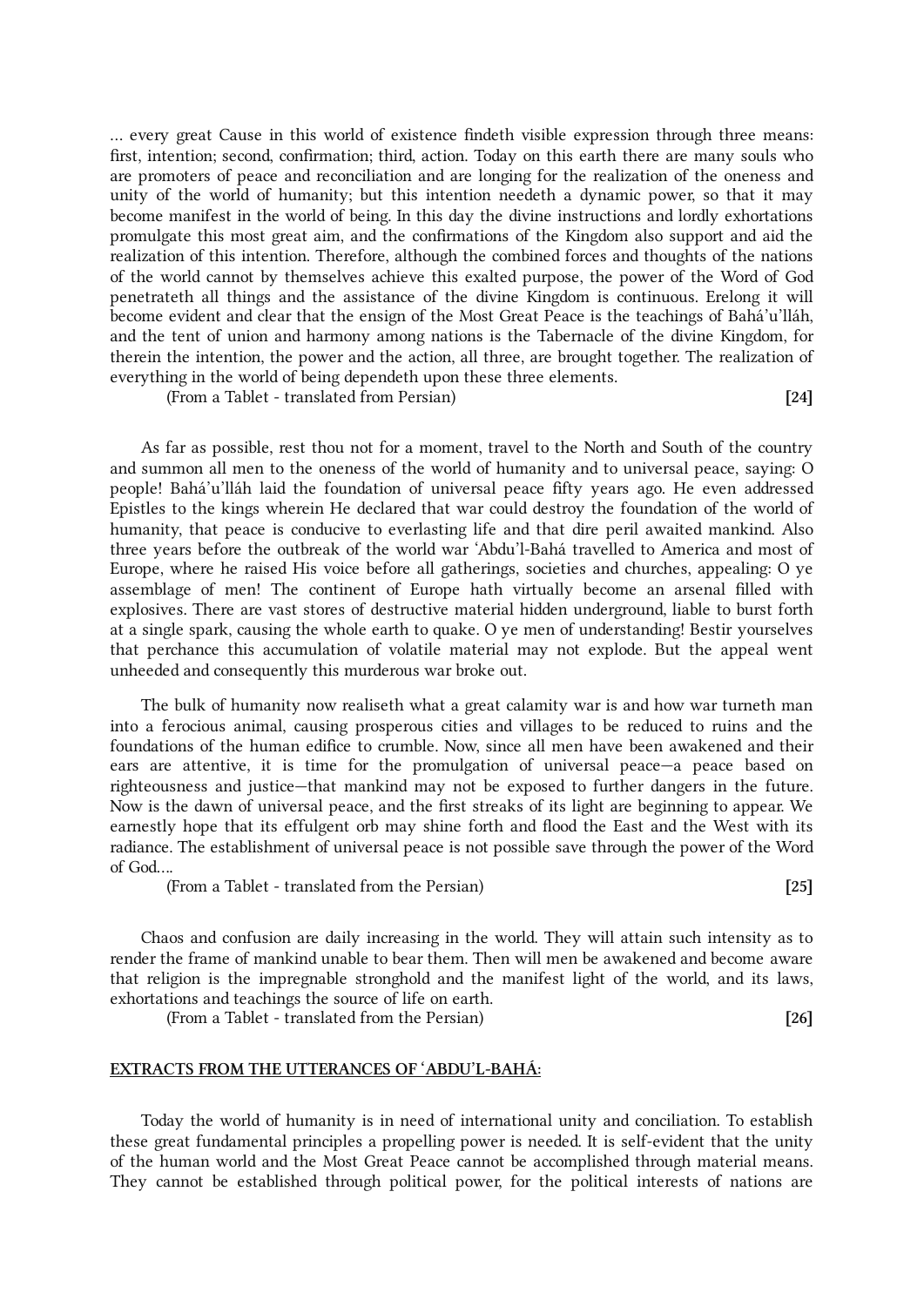… every great Cause in this world of existence findeth visible expression through three means: first, intention; second, confirmation; third, action. Today on this earth there are many souls who are promoters of peace and reconciliation and are longing for the realization of the oneness and unity of the world of humanity; but this intention needeth a dynamic power, so that it may become manifest in the world of being. In this day the divine instructions and lordly exhortations promulgate this most great aim, and the confirmations of the Kingdom also support and aid the realization of this intention. Therefore, although the combined forces and thoughts of the nations of the world cannot by themselves achieve this exalted purpose, the power of the Word of God penetrateth all things and the assistance of the divine Kingdom is continuous. Erelong it will become evident and clear that the ensign of the Most Great Peace is the teachings of Bahá'u'lláh, and the tent of union and harmony among nations is the Tabernacle of the divine Kingdom, for therein the intention, the power and the action, all three, are brought together. The realization of everything in the world of being dependeth upon these three elements.

(From a Tablet - translated from Persian) **[24]**

As far as possible, rest thou not for a moment, travel to the North and South of the country and summon all men to the oneness of the world of humanity and to universal peace, saying: O people! Bahá'u'lláh laid the foundation of universal peace fifty years ago. He even addressed Epistles to the kings wherein He declared that war could destroy the foundation of the world of humanity, that peace is conducive to everlasting life and that dire peril awaited mankind. Also three years before the outbreak of the world war 'Abdu'l-Bahá travelled to America and most of Europe, where he raised His voice before all gatherings, societies and churches, appealing: O ye assemblage of men! The continent of Europe hath virtually become an arsenal filled with explosives. There are vast stores of destructive material hidden underground, liable to burst forth at a single spark, causing the whole earth to quake. O ye men of understanding! Bestir yourselves that perchance this accumulation of volatile material may not explode. But the appeal went unheeded and consequently this murderous war broke out.

The bulk of humanity now realiseth what a great calamity war is and how war turneth man into a ferocious animal, causing prosperous cities and villages to be reduced to ruins and the foundations of the human edifice to crumble. Now, since all men have been awakened and their ears are attentive, it is time for the promulgation of universal peace—a peace based on righteousness and justice—that mankind may not be exposed to further dangers in the future. Now is the dawn of universal peace, and the first streaks of its light are beginning to appear. We earnestly hope that its effulgent orb may shine forth and flood the East and the West with its radiance. The establishment of universal peace is not possible save through the power of the Word of God….

(From a Tablet - translated from the Persian) **[25]**

Chaos and confusion are daily increasing in the world. They will attain such intensity as to render the frame of mankind unable to bear them. Then will men be awakened and become aware that religion is the impregnable stronghold and the manifest light of the world, and its laws, exhortations and teachings the source of life on earth.

(From a Tablet - translated from the Persian) **[26]**

## EXTRACTS FROM THE UTTERANCES OF 'ABDU'L-BAHÁ:

Today the world of humanity is in need of international unity and conciliation. To establish these great fundamental principles a propelling power is needed. It is self-evident that the unity of the human world and the Most Great Peace cannot be accomplished through material means. They cannot be established through political power, for the political interests of nations are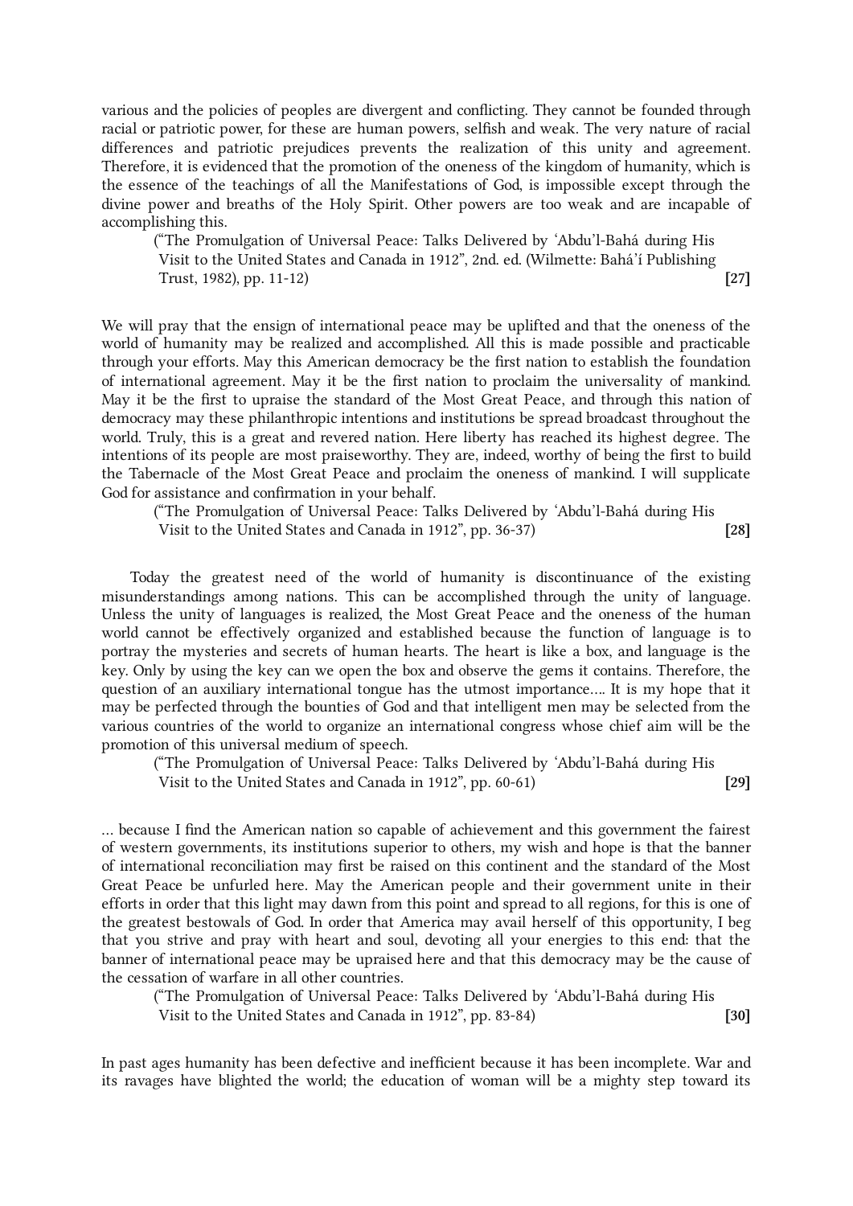various and the policies of peoples are divergent and conflicting. They cannot be founded through racial or patriotic power, for these are human powers, selfish and weak. The very nature of racial differences and patriotic prejudices prevents the realization of this unity and agreement. Therefore, it is evidenced that the promotion of the oneness of the kingdom of humanity, which is the essence of the teachings of all the Manifestations of God, is impossible except through the divine power and breaths of the Holy Spirit. Other powers are too weak and are incapable of accomplishing this.

> ("The Promulgation of Universal Peace: Talks Delivered by ʻAbdu'l-Bahá during His Visit to the United States and Canada in 1912", 2nd. ed. (Wilmette: Bahá'í Publishing Trust, 1982), pp. 11-12) **[27]**

We will pray that the ensign of international peace may be uplifted and that the oneness of the world of humanity may be realized and accomplished. All this is made possible and practicable through your efforts. May this American democracy be the first nation to establish the foundation of international agreement. May it be the first nation to proclaim the universality of mankind. May it be the first to upraise the standard of the Most Great Peace, and through this nation of democracy may these philanthropic intentions and institutions be spread broadcast throughout the world. Truly, this is a great and revered nation. Here liberty has reached its highest degree. The intentions of its people are most praiseworthy. They are, indeed, worthy of being the first to build the Tabernacle of the Most Great Peace and proclaim the oneness of mankind. I will supplicate God for assistance and confirmation in your behalf.

> ("The Promulgation of Universal Peace: Talks Delivered by ʻAbdu'l-Bahá during His Visit to the United States and Canada in 1912", pp. 36-37) **[28]**

Today the greatest need of the world of humanity is discontinuance of the existing misunderstandings among nations. This can be accomplished through the unity of language. Unless the unity of languages is realized, the Most Great Peace and the oneness of the human world cannot be effectively organized and established because the function of language is to portray the mysteries and secrets of human hearts. The heart is like a box, and language is the key. Only by using the key can we open the box and observe the gems it contains. Therefore, the question of an auxiliary international tongue has the utmost importance…. It is my hope that it may be perfected through the bounties of God and that intelligent men may be selected from the various countries of the world to organize an international congress whose chief aim will be the promotion of this universal medium of speech.

> ("The Promulgation of Universal Peace: Talks Delivered by ʻAbdu'l-Bahá during His Visit to the United States and Canada in 1912", pp. 60-61) **[29]**

… because I find the American nation so capable of achievement and this government the fairest of western governments, its institutions superior to others, my wish and hope is that the banner of international reconciliation may first be raised on this continent and the standard of the Most Great Peace be unfurled here. May the American people and their government unite in their efforts in order that this light may dawn from this point and spread to all regions, for this is one of the greatest bestowals of God. In order that America may avail herself of this opportunity, I beg that you strive and pray with heart and soul, devoting all your energies to this end: that the banner of international peace may be upraised here and that this democracy may be the cause of the cessation of warfare in all other countries.

> ("The Promulgation of Universal Peace: Talks Delivered by ʻAbdu'l-Bahá during His Visit to the United States and Canada in 1912", pp. 83-84) **[30]**

In past ages humanity has been defective and inefficient because it has been incomplete. War and its ravages have blighted the world; the education of woman will be a mighty step toward its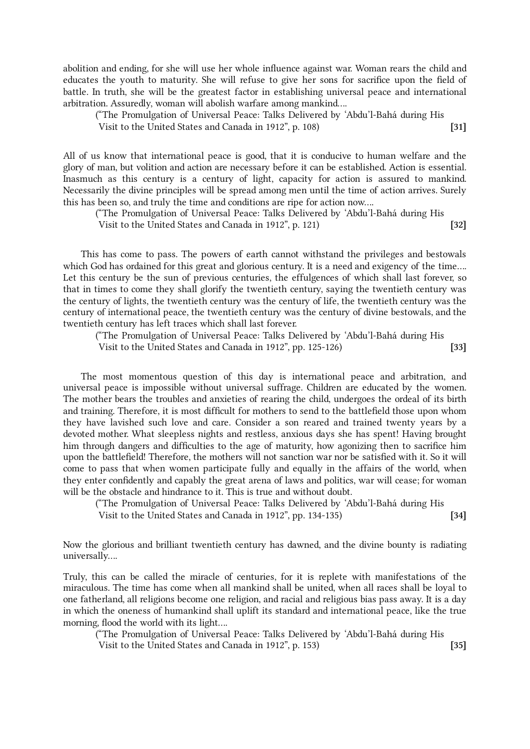abolition and ending, for she will use her whole influence against war. Woman rears the child and educates the youth to maturity. She will refuse to give her sons for sacrifice upon the field of battle. In truth, she will be the greatest factor in establishing universal peace and international arbitration. Assuredly, woman will abolish warfare among mankind....

(“The Promulgation of Universal Peace: Talks Delivered by ‘Abdu’l-Bahá during His Visit to the United States and Canada in 1912”, p. 108) **[31]**

All of us know that international peace is good, that it is conducive to human welfare and the glory of man, but volition and action are necessary before it can be established. Action is essential. Inasmuch as this century is a century of light, capacity for action is assured to mankind. Necessarily the divine principles will be spread among men until the time of action arrives. Surely this has been so, and truly the time and conditions are ripe for action now....

(“The Promulgation of Universal Peace: Talks Delivered by ‘Abdu’l-Bahá during His Visit to the United States and Canada in 1912”, p. 121) **[32]**

This has come to pass. The powers of earth cannot withstand the privileges and bestowals which God has ordained for this great and glorious century. It is a need and exigency of the time.... Let this century be the sun of previous centuries, the effulgences of which shall last forever, so that in times to come they shall glorify the twentieth century, saying the twentieth century was the century of lights, the twentieth century was the century of life, the twentieth century was the century of international peace, the twentieth century was the century of divine bestowals, and the twentieth century has left traces which shall last forever.

(“The Promulgation of Universal Peace: Talks Delivered by ‘Abdu’l-Bahá during His Visit to the United States and Canada in 1912”, pp. 125-126) **[33]**

The most momentous question of this day is international peace and arbitration, and universal peace is impossible without universal suffrage. Children are educated by the women. The mother bears the troubles and anxieties of rearing the child, undergoes the ordeal of its birth and training. Therefore, it is most difficult for mothers to send to the battlefield those upon whom they have lavished such love and care. Consider a son reared and trained twenty years by a devoted mother. What sleepless nights and restless, anxious days she has spent! Having brought him through dangers and difficulties to the age of maturity, how agonizing then to sacrifice him upon the battlefield! Therefore, the mothers will not sanction war nor be satisfied with it. So it will come to pass that when women participate fully and equally in the affairs of the world, when they enter confidently and capably the great arena of laws and politics, war will cease; for woman will be the obstacle and hindrance to it. This is true and without doubt.

(“The Promulgation of Universal Peace: Talks Delivered by ‘Abdu’l-Bahá during His Visit to the United States and Canada in 1912”, pp. 134-135) **[34]**

Now the glorious and brilliant twentieth century has dawned, and the divine bounty is radiating universally....

Truly, this can be called the miracle of centuries, for it is replete with manifestations of the miraculous. The time has come when all mankind shall be united, when all races shall be loyal to one fatherland, all religions become one religion, and racial and religious bias pass away. It is a day in which the oneness of humankind shall uplift its standard and international peace, like the true morning, flood the world with its light....

(“The Promulgation of Universal Peace: Talks Delivered by ‘Abdu’l-Bahá during His Visit to the United States and Canada in 1912”, p. 153) **[35]**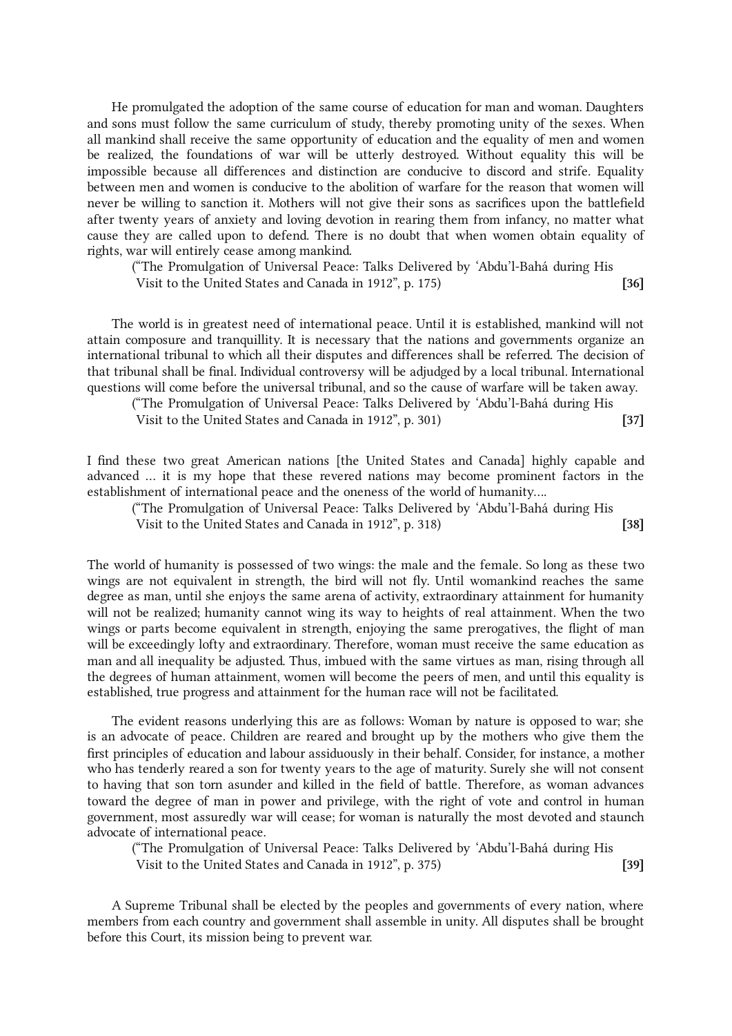He promulgated the adoption of the same course of education for man and woman. Daughters and sons must follow the same curriculum of study, thereby promoting unity of the sexes. When all mankind shall receive the same opportunity of education and the equality of men and women be realized, the foundations of war will be utterly destroyed. Without equality this will be impossible because all differences and distinction are conducive to discord and strife. Equality between men and women is conducive to the abolition of warfare for the reason that women will never be willing to sanction it. Mothers will not give their sons as sacrifices upon the battlefield after twenty years of anxiety and loving devotion in rearing them from infancy, no matter what cause they are called upon to defend. There is no doubt that when women obtain equality of rights, war will entirely cease among mankind.

("The Promulgation of Universal Peace: Talks Delivered by 'Abdu'l-Bahá during His Visit to the United States and Canada in 1912", p. 175) **[36]**

The world is in greatest need of international peace. Until it is established, mankind will not attain composure and tranquillity. It is necessary that the nations and governments organize an international tribunal to which all their disputes and differences shall be referred. The decision of that tribunal shall be final. Individual controversy will be adjudged by a local tribunal. International questions will come before the universal tribunal, and so the cause of warfare will be taken away.

("The Promulgation of Universal Peace: Talks Delivered by 'Abdu'l-Bahá during His Visit to the United States and Canada in 1912", p. 301) **[37]**

I find these two great American nations [the United States and Canada] highly capable and advanced … it is my hope that these revered nations may become prominent factors in the establishment of international peace and the oneness of the world of humanity….

("The Promulgation of Universal Peace: Talks Delivered by 'Abdu'l-Bahá during His Visit to the United States and Canada in 1912", p. 318) **[38]**

The world of humanity is possessed of two wings: the male and the female. So long as these two wings are not equivalent in strength, the bird will not fly. Until womankind reaches the same degree as man, until she enjoys the same arena of activity, extraordinary attainment for humanity will not be realized; humanity cannot wing its way to heights of real attainment. When the two wings or parts become equivalent in strength, enjoying the same prerogatives, the flight of man will be exceedingly lofty and extraordinary. Therefore, woman must receive the same education as man and all inequality be adjusted. Thus, imbued with the same virtues as man, rising through all the degrees of human attainment, women will become the peers of men, and until this equality is established, true progress and attainment for the human race will not be facilitated.

The evident reasons underlying this are as follows: Woman by nature is opposed to war; she is an advocate of peace. Children are reared and brought up by the mothers who give them the first principles of education and labour assiduously in their behalf. Consider, for instance, a mother who has tenderly reared a son for twenty years to the age of maturity. Surely she will not consent to having that son torn asunder and killed in the field of battle. Therefore, as woman advances toward the degree of man in power and privilege, with the right of vote and control in human government, most assuredly war will cease; for woman is naturally the most devoted and staunch advocate of international peace.

("The Promulgation of Universal Peace: Talks Delivered by 'Abdu'l-Bahá during His Visit to the United States and Canada in 1912", p. 375) **[39]**

A Supreme Tribunal shall be elected by the peoples and governments of every nation, where members from each country and government shall assemble in unity. All disputes shall be brought before this Court, its mission being to prevent war.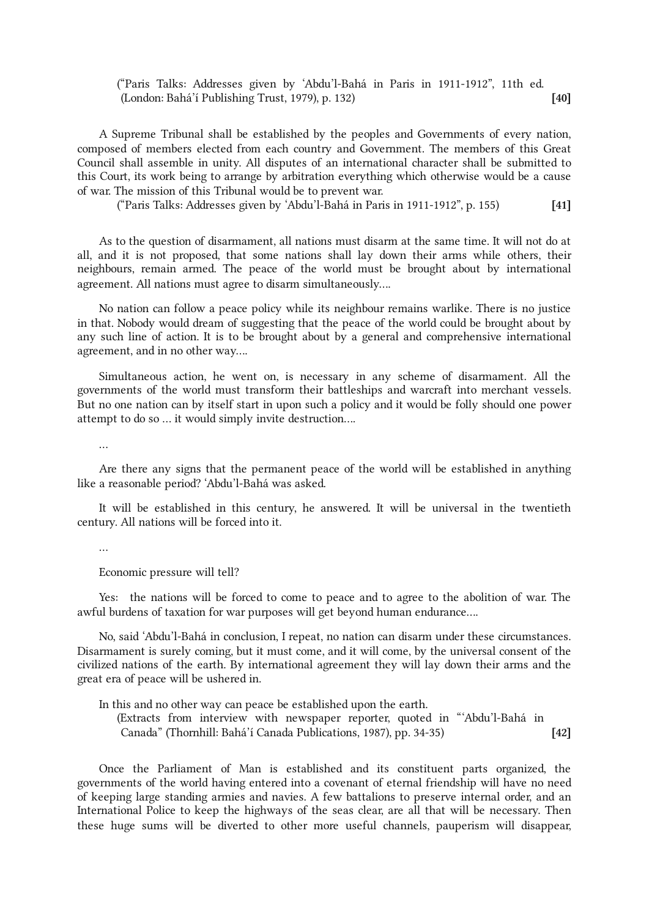("Paris Talks: Addresses given by 'Abdu'l-Bahá in Paris in 1911-1912", 11th ed. (London: Bahá'í Publishing Trust, 1979), p. 132) **[40]**

A Supreme Tribunal shall be established by the peoples and Governments of every nation, composed of members elected from each country and Government. The members of this Great Council shall assemble in unity. All disputes of an international character shall be submitted to this Court, its work being to arrange by arbitration everything which otherwise would be a cause of war. The mission of this Tribunal would be to prevent war.

("Paris Talks: Addresses given by 'Abdu'l-Bahá in Paris in 1911-1912", p. 155) **[41]**

As to the question of disarmament, all nations must disarm at the same time. It will not do at all, and it is not proposed, that some nations shall lay down their arms while others, their neighbours, remain armed. The peace of the world must be brought about by international agreement. All nations must agree to disarm simultaneously....

No nation can follow a peace policy while its neighbour remains warlike. There is no justice in that. Nobody would dream of suggesting that the peace of the world could be brought about by any such line of action. It is to be brought about by a general and comprehensive international agreement, and in no other way....

Simultaneous action, he went on, is necessary in any scheme of disarmament. All the governments of the world must transform their battleships and warcraft into merchant vessels. But no one nation can by itself start in upon such a policy and it would be folly should one power attempt to do so ... it would simply invite destruction....

...

Are there any signs that the permanent peace of the world will be established in anything like a reasonable period? 'Abdu'l-Bahá was asked.

It will be established in this century, he answered. It will be universal in the twentieth century. All nations will be forced into it.

...

Economic pressure will tell?

Yes: the nations will be forced to come to peace and to agree to the abolition of war. The awful burdens of taxation for war purposes will get beyond human endurance....

No, said 'Abdu'l-Bahá in conclusion, I repeat, no nation can disarm under these circumstances. Disarmament is surely coming, but it must come, and it will come, by the universal consent of the civilized nations of the earth. By international agreement they will lay down their arms and the great era of peace will be ushered in.

In this and no other way can peace be established upon the earth.

(Extracts from interview with newspaper reporter, quoted in "'Abdu'l-Bahá in Canada" (Thornhill: Bahá'í Canada Publications, 1987), pp. 34-35) **[42]**

Once the Parliament of Man is established and its constituent parts organized, the governments of the world having entered into a covenant of eternal friendship will have no need of keeping large standing armies and navies. A few battalions to preserve internal order, and an International Police to keep the highways of the seas clear, are all that will be necessary. Then these huge sums will be diverted to other more useful channels, pauperism will disappear,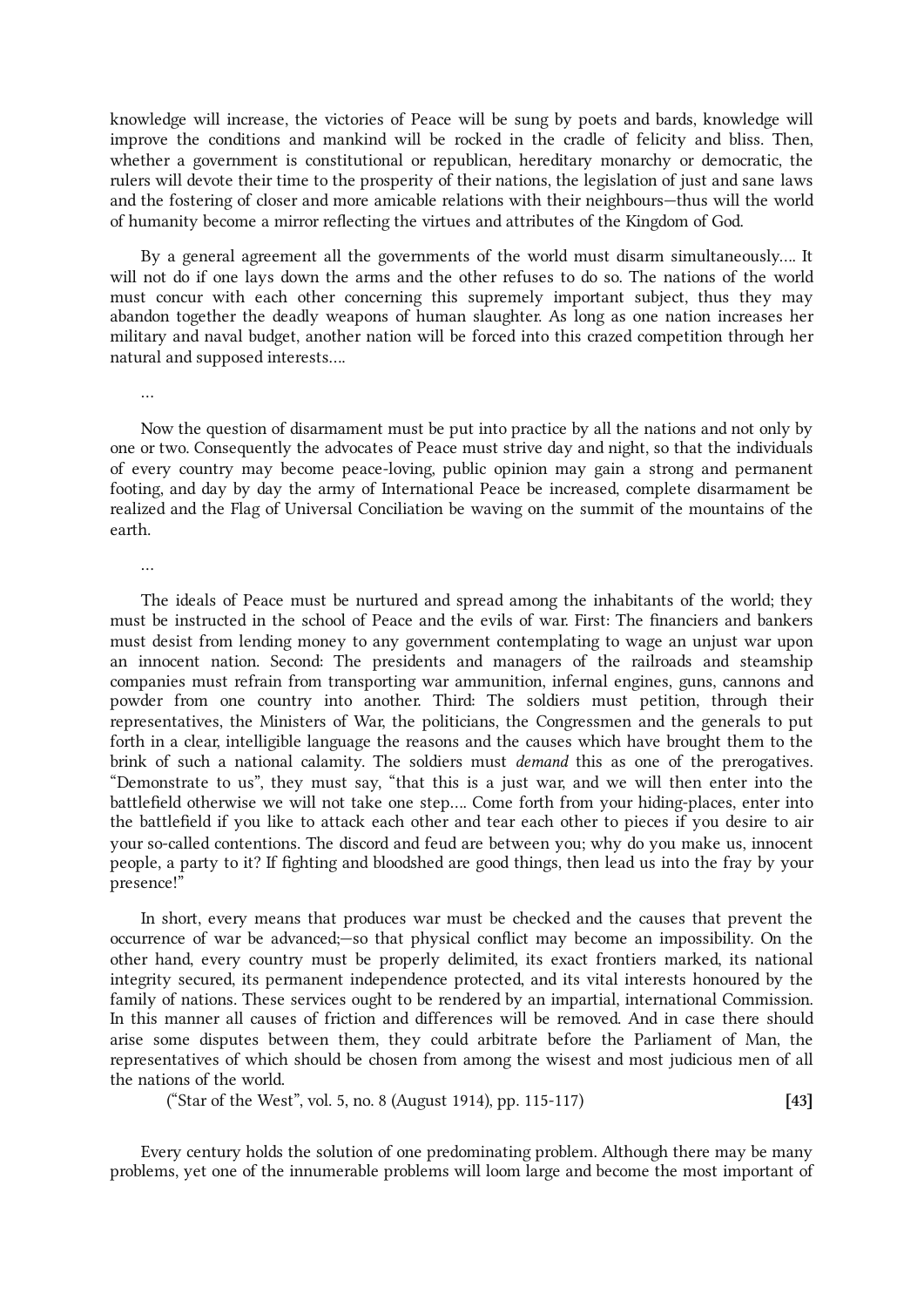knowledge will increase, the victories of Peace will be sung by poets and bards, knowledge will improve the conditions and mankind will be rocked in the cradle of felicity and bliss. Then, whether a government is constitutional or republican, hereditary monarchy or democratic, the rulers will devote their time to the prosperity of their nations, the legislation of just and sane laws and the fostering of closer and more amicable relations with their neighbours—thus will the world of humanity become a mirror reflecting the virtues and attributes of the Kingdom of God.

By a general agreement all the governments of the world must disarm simultaneously.... It will not do if one lays down the arms and the other refuses to do so. The nations of the world must concur with each other concerning this supremely important subject, thus they may abandon together the deadly weapons of human slaughter. As long as one nation increases her military and naval budget, another nation will be forced into this crazed competition through her natural and supposed interests....

...

Now the question of disarmament must be put into practice by all the nations and not only by one or two. Consequently the advocates of Peace must strive day and night, so that the individuals of every country may become peace-loving, public opinion may gain a strong and permanent footing, and day by day the army of International Peace be increased, complete disarmament be realized and the Flag of Universal Conciliation be waving on the summit of the mountains of the earth.

...

The ideals of Peace must be nurtured and spread among the inhabitants of the world; they must be instructed in the school of Peace and the evils of war. First: The financiers and bankers must desist from lending money to any government contemplating to wage an unjust war upon an innocent nation. Second: The presidents and managers of the railroads and steamship companies must refrain from transporting war ammunition, infernal engines, guns, cannons and powder from one country into another. Third: The soldiers must petition, through their representatives, the Ministers of War, the politicians, the Congressmen and the generals to put forth in a clear, intelligible language the reasons and the causes which have brought them to the brink of such a national calamity. The soldiers must *demand* this as one of the prerogatives. "Demonstrate to us", they must say, "that this is a just war, and we will then enter into the battlefield otherwise we will not take one step.... Come forth from your hiding-places, enter into the battlefield if you like to attack each other and tear each other to pieces if you desire to air your so-called contentions. The discord and feud are between you; why do you make us, innocent people, a party to it? If fighting and bloodshed are good things, then lead us into the fray by your presence!"

In short, every means that produces war must be checked and the causes that prevent the occurrence of war be advanced;—so that physical conflict may become an impossibility. On the other hand, every country must be properly delimited, its exact frontiers marked, its national integrity secured, its permanent independence protected, and its vital interests honoured by the family of nations. These services ought to be rendered by an impartial, international Commission. In this manner all causes of friction and differences will be removed. And in case there should arise some disputes between them, they could arbitrate before the Parliament of Man, the representatives of which should be chosen from among the wisest and most judicious men of all the nations of the world.

("Star of the West", vol. 5, no. 8 (August 1914), pp. 115-117) **[43]**

Every century holds the solution of one predominating problem. Although there may be many problems, yet one of the innumerable problems will loom large and become the most important of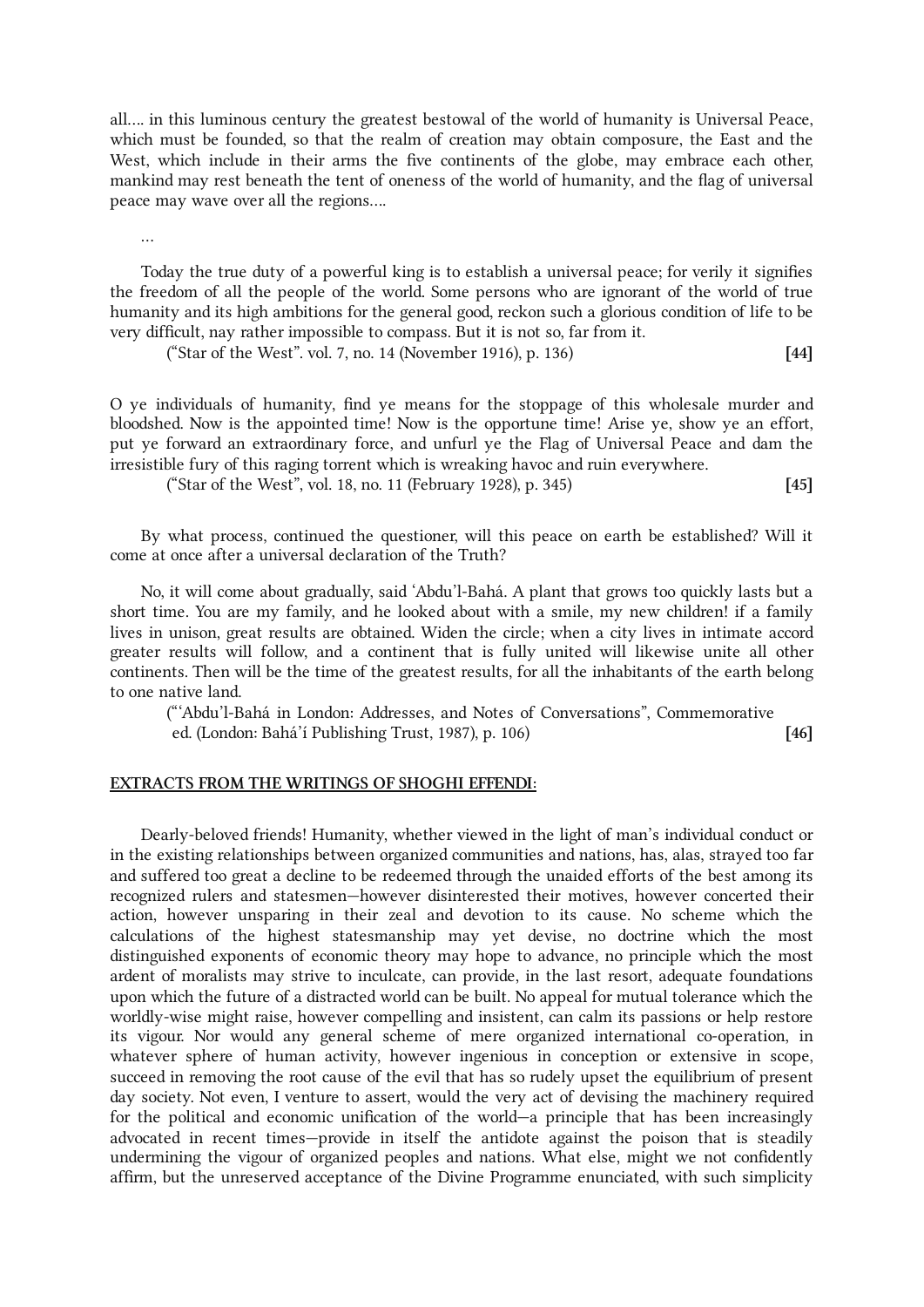all.... in this luminous century the greatest bestowal of the world of humanity is Universal Peace, which must be founded, so that the realm of creation may obtain composure, the East and the West, which include in their arms the five continents of the globe, may embrace each other, mankind may rest beneath the tent of oneness of the world of humanity, and the flag of universal peace may wave over all the regions....

...

Today the true duty of a powerful king is to establish a universal peace; for verily it signifies the freedom of all the people of the world. Some persons who are ignorant of the world of true humanity and its high ambitions for the general good, reckon such a glorious condition of life to be very difficult, nay rather impossible to compass. But it is not so, far from it.

("Star of the West". vol. 7, no. 14 (November 1916), p. 136) **[44]**

O ye individuals of humanity, find ye means for the stoppage of this wholesale murder and bloodshed. Now is the appointed time! Now is the opportune time! Arise ye, show ye an effort, put ye forward an extraordinary force, and unfurl ye the Flag of Universal Peace and dam the irresistible fury of this raging torrent which is wreaking havoc and ruin everywhere.

("Star of the West", vol. 18, no. 11 (February 1928), p. 345) **[45]**

By what process, continued the questioner, will this peace on earth be established? Will it come at once after a universal declaration of the Truth?

No, it will come about gradually, said 'Abdu'l-Bahá. A plant that grows too quickly lasts but a short time. You are my family, and he looked about with a smile, my new children! if a family lives in unison, great results are obtained. Widen the circle; when a city lives in intimate accord greater results will follow, and a continent that is fully united will likewise unite all other continents. Then will be the time of the greatest results, for all the inhabitants of the earth belong to one native land.

("'Abdu'l-Bahá in London: Addresses, and Notes of Conversations", Commemorative ed. (London: Bahá'í Publishing Trust, 1987), p. 106) **[46]**

## EXTRACTS FROM THE WRITINGS OF SHOGHI EFFENDI:

Dearly-beloved friends! Humanity, whether viewed in the light of man's individual conduct or in the existing relationships between organized communities and nations, has, alas, strayed too far and suffered too great a decline to be redeemed through the unaided efforts of the best among its recognized rulers and statesmen—however disinterested their motives, however concerted their action, however unsparing in their zeal and devotion to its cause. No scheme which the calculations of the highest statesmanship may yet devise, no doctrine which the most distinguished exponents of economic theory may hope to advance, no principle which the most ardent of moralists may strive to inculcate, can provide, in the last resort, adequate foundations upon which the future of a distracted world can be built. No appeal for mutual tolerance which the worldly-wise might raise, however compelling and insistent, can calm its passions or help restore its vigour. Nor would any general scheme of mere organized international co-operation, in whatever sphere of human activity, however ingenious in conception or extensive in scope, succeed in removing the root cause of the evil that has so rudely upset the equilibrium of present day society. Not even, I venture to assert, would the very act of devising the machinery required for the political and economic unification of the world—a principle that has been increasingly advocated in recent times—provide in itself the antidote against the poison that is steadily undermining the vigour of organized peoples and nations. What else, might we not confidently affirm, but the unreserved acceptance of the Divine Programme enunciated, with such simplicity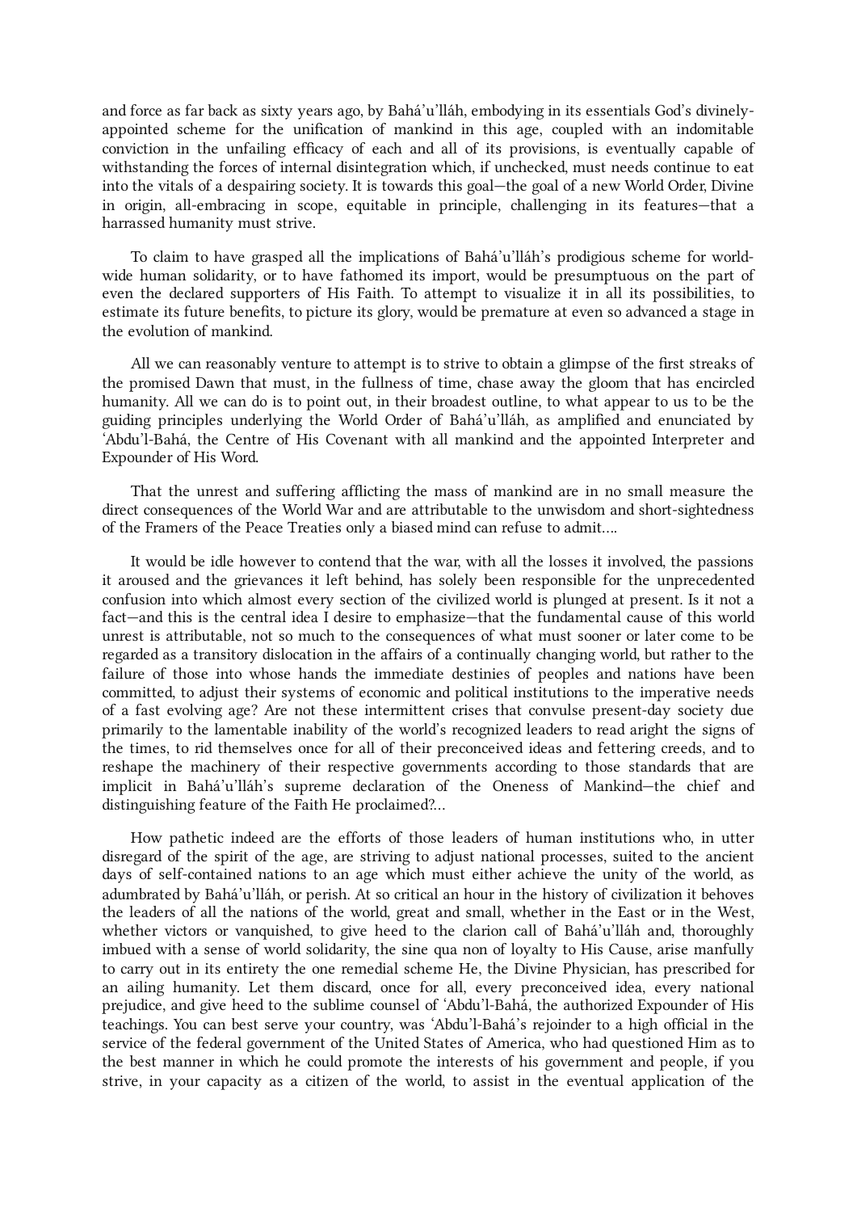and force as far back as sixty years ago, by Bahá'u'lláh, embodying in its essentials God's divinely-appointed scheme for the unification of mankind in this age, coupled with an indomitable conviction in the unfailing efficacy of each and all of its provisions, is eventually capable of withstanding the forces of internal disintegration which, if unchecked, must needs continue to eat into the vitals of a despairing society. It is towards this goal—the goal of a new World Order, Divine in origin, all-embracing in scope, equitable in principle, challenging in its features—that a harrassed humanity must strive.

To claim to have grasped all the implications of Bahá'u'lláh's prodigious scheme for world-wide human solidarity, or to have fathomed its import, would be presumptuous on the part of even the declared supporters of His Faith. To attempt to visualize it in all its possibilities, to estimate its future benefits, to picture its glory, would be premature at even so advanced a stage in the evolution of mankind.

All we can reasonably venture to attempt is to strive to obtain a glimpse of the first streaks of the promised Dawn that must, in the fullness of time, chase away the gloom that has encircled humanity. All we can do is to point out, in their broadest outline, to what appear to us to be the guiding principles underlying the World Order of Bahá'u'lláh, as amplified and enunciated by 'Abdu'l-Bahá, the Centre of His Covenant with all mankind and the appointed Interpreter and Expounder of His Word.

That the unrest and suffering afflicting the mass of mankind are in no small measure the direct consequences of the World War and are attributable to the unwisdom and short-sightedness of the Framers of the Peace Treaties only a biased mind can refuse to admit….

It would be idle however to contend that the war, with all the losses it involved, the passions it aroused and the grievances it left behind, has solely been responsible for the unprecedented confusion into which almost every section of the civilized world is plunged at present. Is it not a fact—and this is the central idea I desire to emphasize—that the fundamental cause of this world unrest is attributable, not so much to the consequences of what must sooner or later come to be regarded as a transitory dislocation in the affairs of a continually changing world, but rather to the failure of those into whose hands the immediate destinies of peoples and nations have been committed, to adjust their systems of economic and political institutions to the imperative needs of a fast evolving age? Are not these intermittent crises that convulse present-day society due primarily to the lamentable inability of the world's recognized leaders to read aright the signs of the times, to rid themselves once for all of their preconceived ideas and fettering creeds, and to reshape the machinery of their respective governments according to those standards that are implicit in Bahá'u'lláh's supreme declaration of the Oneness of Mankind—the chief and distinguishing feature of the Faith He proclaimed?…

How pathetic indeed are the efforts of those leaders of human institutions who, in utter disregard of the spirit of the age, are striving to adjust national processes, suited to the ancient days of self-contained nations to an age which must either achieve the unity of the world, as adumbrated by Bahá'u'lláh, or perish. At so critical an hour in the history of civilization it behoves the leaders of all the nations of the world, great and small, whether in the East or in the West, whether victors or vanquished, to give heed to the clarion call of Bahá'u'lláh and, thoroughly imbued with a sense of world solidarity, the sine qua non of loyalty to His Cause, arise manfully to carry out in its entirety the one remedial scheme He, the Divine Physician, has prescribed for an ailing humanity. Let them discard, once for all, every preconceived idea, every national prejudice, and give heed to the sublime counsel of 'Abdu'l-Bahá, the authorized Expounder of His teachings. You can best serve your country, was 'Abdu'l-Bahá's rejoinder to a high official in the service of the federal government of the United States of America, who had questioned Him as to the best manner in which he could promote the interests of his government and people, if you strive, in your capacity as a citizen of the world, to assist in the eventual application of the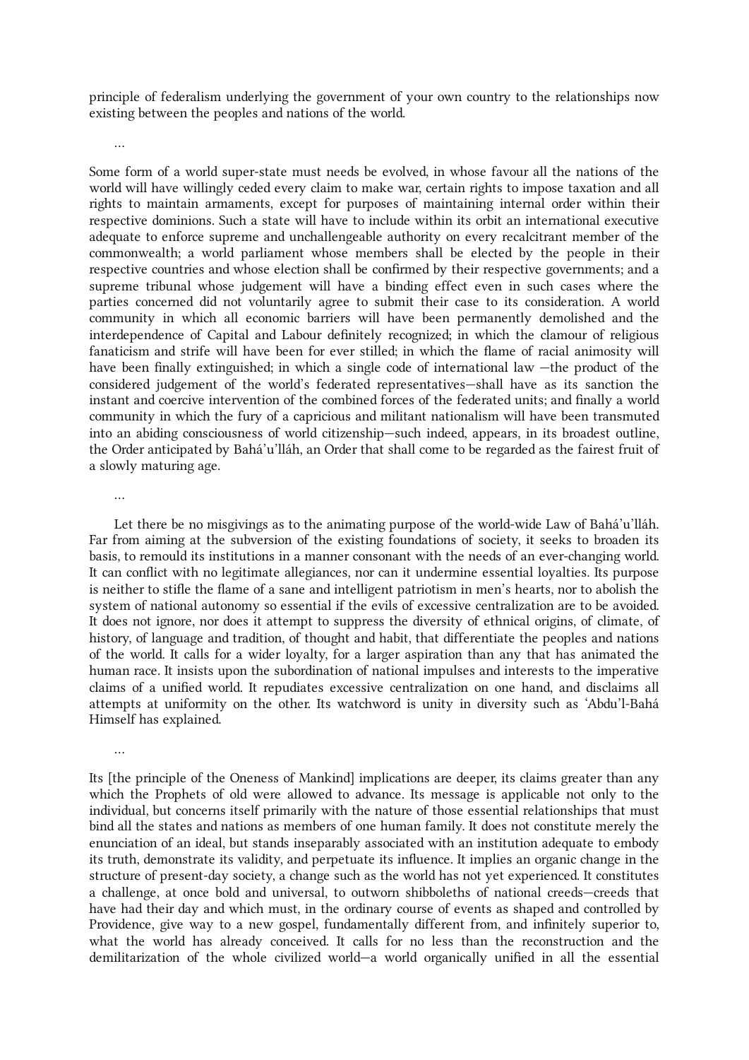principle of federalism underlying the government of your own country to the relationships now existing between the peoples and nations of the world.

…

Some form of a world super-state must needs be evolved, in whose favour all the nations of the world will have willingly ceded every claim to make war, certain rights to impose taxation and all rights to maintain armaments, except for purposes of maintaining internal order within their respective dominions. Such a state will have to include within its orbit an international executive adequate to enforce supreme and unchallengeable authority on every recalcitrant member of the commonwealth; a world parliament whose members shall be elected by the people in their respective countries and whose election shall be confirmed by their respective governments; and a supreme tribunal whose judgement will have a binding effect even in such cases where the parties concerned did not voluntarily agree to submit their case to its consideration. A world community in which all economic barriers will have been permanently demolished and the interdependence of Capital and Labour definitely recognized; in which the clamour of religious fanaticism and strife will have been for ever stilled; in which the flame of racial animosity will have been finally extinguished; in which a single code of international law —the product of the considered judgement of the world's federated representatives—shall have as its sanction the instant and coercive intervention of the combined forces of the federated units; and finally a world community in which the fury of a capricious and militant nationalism will have been transmuted into an abiding consciousness of world citizenship—such indeed, appears, in its broadest outline, the Order anticipated by Bahá'u'lláh, an Order that shall come to be regarded as the fairest fruit of a slowly maturing age.

…

Let there be no misgivings as to the animating purpose of the world-wide Law of Bahá'u'lláh. Far from aiming at the subversion of the existing foundations of society, it seeks to broaden its basis, to remould its institutions in a manner consonant with the needs of an ever-changing world. It can conflict with no legitimate allegiances, nor can it undermine essential loyalties. Its purpose is neither to stifle the flame of a sane and intelligent patriotism in men's hearts, nor to abolish the system of national autonomy so essential if the evils of excessive centralization are to be avoided. It does not ignore, nor does it attempt to suppress the diversity of ethnical origins, of climate, of history, of language and tradition, of thought and habit, that differentiate the peoples and nations of the world. It calls for a wider loyalty, for a larger aspiration than any that has animated the human race. It insists upon the subordination of national impulses and interests to the imperative claims of a unified world. It repudiates excessive centralization on one hand, and disclaims all attempts at uniformity on the other. Its watchword is unity in diversity such as 'Abdu'l-Bahá Himself has explained.

…

Its [the principle of the Oneness of Mankind] implications are deeper, its claims greater than any which the Prophets of old were allowed to advance. Its message is applicable not only to the individual, but concerns itself primarily with the nature of those essential relationships that must bind all the states and nations as members of one human family. It does not constitute merely the enunciation of an ideal, but stands inseparably associated with an institution adequate to embody its truth, demonstrate its validity, and perpetuate its influence. It implies an organic change in the structure of present-day society, a change such as the world has not yet experienced. It constitutes a challenge, at once bold and universal, to outworn shibboleths of national creeds—creeds that have had their day and which must, in the ordinary course of events as shaped and controlled by Providence, give way to a new gospel, fundamentally different from, and infinitely superior to, what the world has already conceived. It calls for no less than the reconstruction and the demilitarization of the whole civilized world—a world organically unified in all the essential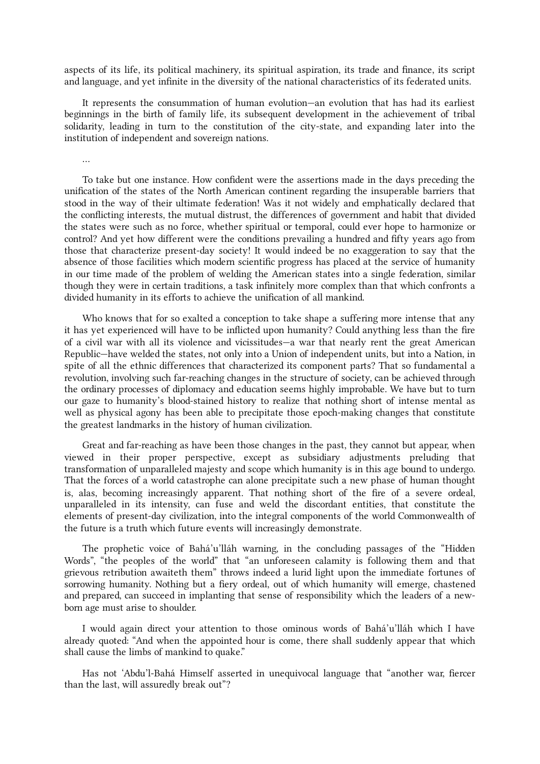aspects of its life, its political machinery, its spiritual aspiration, its trade and finance, its script and language, and yet infinite in the diversity of the national characteristics of its federated units.

It represents the consummation of human evolution—an evolution that has had its earliest beginnings in the birth of family life, its subsequent development in the achievement of tribal solidarity, leading in turn to the constitution of the city-state, and expanding later into the institution of independent and sovereign nations.

…

To take but one instance. How confident were the assertions made in the days preceding the unification of the states of the North American continent regarding the insuperable barriers that stood in the way of their ultimate federation! Was it not widely and emphatically declared that the conflicting interests, the mutual distrust, the differences of government and habit that divided the states were such as no force, whether spiritual or temporal, could ever hope to harmonize or control? And yet how different were the conditions prevailing a hundred and fifty years ago from those that characterize present-day society! It would indeed be no exaggeration to say that the absence of those facilities which modern scientific progress has placed at the service of humanity in our time made of the problem of welding the American states into a single federation, similar though they were in certain traditions, a task infinitely more complex than that which confronts a divided humanity in its efforts to achieve the unification of all mankind.

Who knows that for so exalted a conception to take shape a suffering more intense that any it has yet experienced will have to be inflicted upon humanity? Could anything less than the fire of a civil war with all its violence and vicissitudes—a war that nearly rent the great American Republic—have welded the states, not only into a Union of independent units, but into a Nation, in spite of all the ethnic differences that characterized its component parts? That so fundamental a revolution, involving such far-reaching changes in the structure of society, can be achieved through the ordinary processes of diplomacy and education seems highly improbable. We have but to turn our gaze to humanity's blood-stained history to realize that nothing short of intense mental as well as physical agony has been able to precipitate those epoch-making changes that constitute the greatest landmarks in the history of human civilization.

Great and far-reaching as have been those changes in the past, they cannot but appear, when viewed in their proper perspective, except as subsidiary adjustments preluding that transformation of unparalleled majesty and scope which humanity is in this age bound to undergo. That the forces of a world catastrophe can alone precipitate such a new phase of human thought is, alas, becoming increasingly apparent. That nothing short of the fire of a severe ordeal, unparalleled in its intensity, can fuse and weld the discordant entities, that constitute the elements of present-day civilization, into the integral components of the world Commonwealth of the future is a truth which future events will increasingly demonstrate.

The prophetic voice of Bahá'u'lláh warning, in the concluding passages of the "Hidden Words", "the peoples of the world" that "an unforeseen calamity is following them and that grievous retribution awaiteth them" throws indeed a lurid light upon the immediate fortunes of sorrowing humanity. Nothing but a fiery ordeal, out of which humanity will emerge, chastened and prepared, can succeed in implanting that sense of responsibility which the leaders of a new-born age must arise to shoulder.

I would again direct your attention to those ominous words of Bahá'u'lláh which I have already quoted: "And when the appointed hour is come, there shall suddenly appear that which shall cause the limbs of mankind to quake."

Has not 'Abdu'l-Bahá Himself asserted in unequivocal language that "another war, fiercer than the last, will assuredly break out"?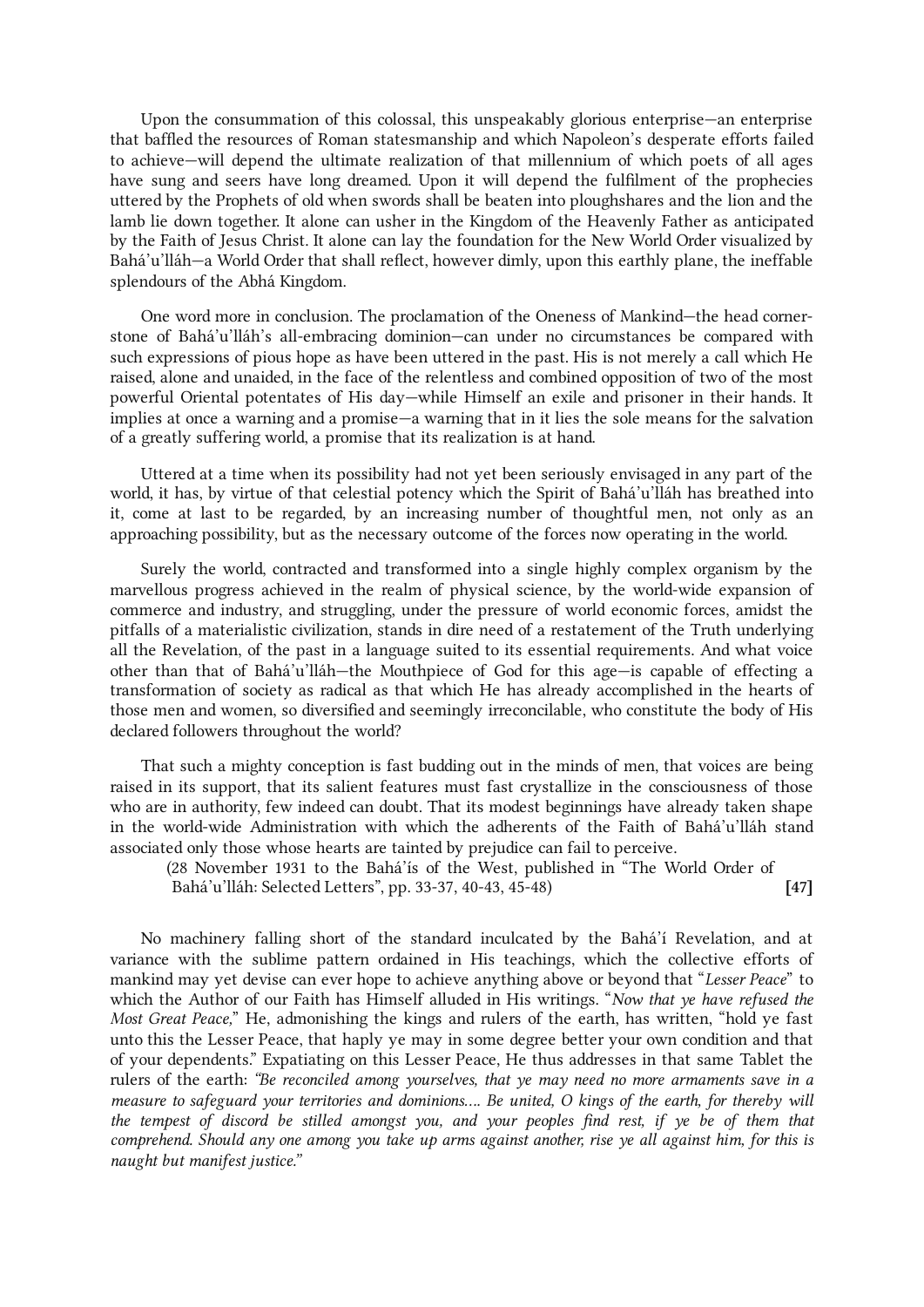Upon the consummation of this colossal, this unspeakably glorious enterprise—an enterprise that baffled the resources of Roman statesmanship and which Napoleon's desperate efforts failed to achieve—will depend the ultimate realization of that millennium of which poets of all ages have sung and seers have long dreamed. Upon it will depend the fulfilment of the prophecies uttered by the Prophets of old when swords shall be beaten into ploughshares and the lion and the lamb lie down together. It alone can usher in the Kingdom of the Heavenly Father as anticipated by the Faith of Jesus Christ. It alone can lay the foundation for the New World Order visualized by Bahá'u'lláh—a World Order that shall reflect, however dimly, upon this earthly plane, the ineffable splendours of the Abhá Kingdom.

One word more in conclusion. The proclamation of the Oneness of Mankind—the head cornerstone of Bahá'u'lláh's all-embracing dominion—can under no circumstances be compared with such expressions of pious hope as have been uttered in the past. His is not merely a call which He raised, alone and unaided, in the face of the relentless and combined opposition of two of the most powerful Oriental potentates of His day—while Himself an exile and prisoner in their hands. It implies at once a warning and a promise—a warning that in it lies the sole means for the salvation of a greatly suffering world, a promise that its realization is at hand.

Uttered at a time when its possibility had not yet been seriously envisaged in any part of the world, it has, by virtue of that celestial potency which the Spirit of Bahá'u'lláh has breathed into it, come at last to be regarded, by an increasing number of thoughtful men, not only as an approaching possibility, but as the necessary outcome of the forces now operating in the world.

Surely the world, contracted and transformed into a single highly complex organism by the marvellous progress achieved in the realm of physical science, by the world-wide expansion of commerce and industry, and struggling, under the pressure of world economic forces, amidst the pitfalls of a materialistic civilization, stands in dire need of a restatement of the Truth underlying all the Revelation, of the past in a language suited to its essential requirements. And what voice other than that of Bahá'u'lláh—the Mouthpiece of God for this age—is capable of effecting a transformation of society as radical as that which He has already accomplished in the hearts of those men and women, so diversified and seemingly irreconcilable, who constitute the body of His declared followers throughout the world?

That such a mighty conception is fast budding out in the minds of men, that voices are being raised in its support, that its salient features must fast crystallize in the consciousness of those who are in authority, few indeed can doubt. That its modest beginnings have already taken shape in the world-wide Administration with which the adherents of the Faith of Bahá'u'lláh stand associated only those whose hearts are tainted by prejudice can fail to perceive.

(28 November 1931 to the Bahá'ís of the West, published in "The World Order of Bahá'u'lláh: Selected Letters", pp. 33-37, 40-43, 45-48) **[47]**

No machinery falling short of the standard inculcated by the Bahá'í Revelation, and at variance with the sublime pattern ordained in His teachings, which the collective efforts of mankind may yet devise can ever hope to achieve anything above or beyond that "*Lesser Peace*" to which the Author of our Faith has Himself alluded in His writings. "*Now that ye have refused the Most Great Peace,*" He, admonishing the kings and rulers of the earth, has written, "hold ye fast unto this the Lesser Peace, that haply ye may in some degree better your own condition and that of your dependents." Expatiating on this Lesser Peace, He thus addresses in that same Tablet the rulers of the earth: *"Be reconciled among yourselves, that ye may need no more armaments save in a measure to safeguard your territories and dominions.... Be united, O kings of the earth, for thereby will the tempest of discord be stilled amongst you, and your peoples find rest, if ye be of them that comprehend. Should any one among you take up arms against another, rise ye all against him, for this is naught but manifest justice."*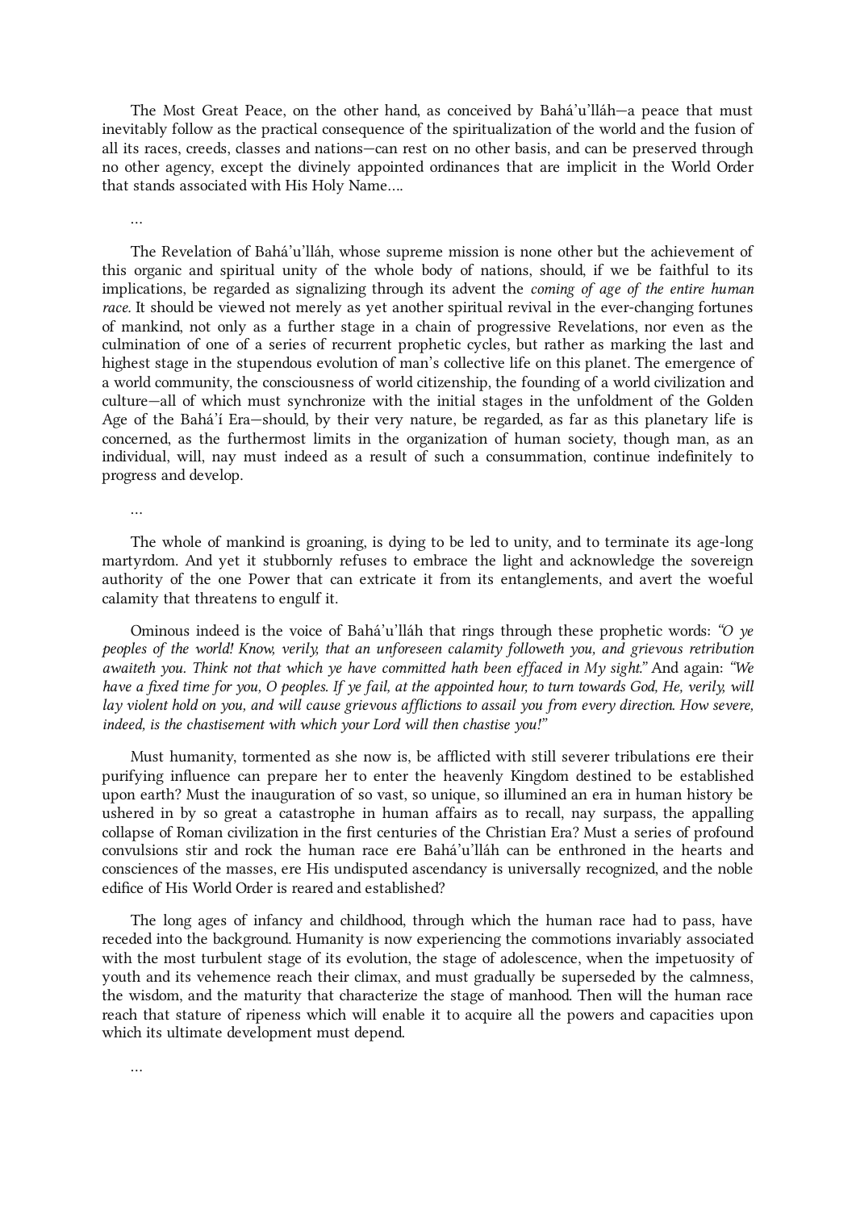The Most Great Peace, on the other hand, as conceived by Bahá'u'lláh—a peace that must inevitably follow as the practical consequence of the spiritualization of the world and the fusion of all its races, creeds, classes and nations—can rest on no other basis, and can be preserved through no other agency, except the divinely appointed ordinances that are implicit in the World Order that stands associated with His Holy Name....

...

The Revelation of Bahá'u'lláh, whose supreme mission is none other but the achievement of this organic and spiritual unity of the whole body of nations, should, if we be faithful to its implications, be regarded as signalizing through its advent the *coming of age of the entire human race.* It should be viewed not merely as yet another spiritual revival in the ever-changing fortunes of mankind, not only as a further stage in a chain of progressive Revelations, nor even as the culmination of one of a series of recurrent prophetic cycles, but rather as marking the last and highest stage in the stupendous evolution of man's collective life on this planet. The emergence of a world community, the consciousness of world citizenship, the founding of a world civilization and culture—all of which must synchronize with the initial stages in the unfoldment of the Golden Age of the Bahá'í Era—should, by their very nature, be regarded, as far as this planetary life is concerned, as the furthermost limits in the organization of human society, though man, as an individual, will, nay must indeed as a result of such a consummation, continue indefinitely to progress and develop.

...

The whole of mankind is groaning, is dying to be led to unity, and to terminate its age-long martyrdom. And yet it stubbornly refuses to embrace the light and acknowledge the sovereign authority of the one Power that can extricate it from its entanglements, and avert the woeful calamity that threatens to engulf it.

Ominous indeed is the voice of Bahá'u'lláh that rings through these prophetic words: *"O ye peoples of the world! Know, verily, that an unforeseen calamity followeth you, and grievous retribution awaiteth you. Think not that which ye have committed hath been effaced in My sight."* And again: *"We have a fixed time for you, O peoples. If ye fail, at the appointed hour, to turn towards God, He, verily, will lay violent hold on you, and will cause grievous afflictions to assail you from every direction. How severe, indeed, is the chastisement with which your Lord will then chastise you!"*

Must humanity, tormented as she now is, be afflicted with still severer tribulations ere their purifying influence can prepare her to enter the heavenly Kingdom destined to be established upon earth? Must the inauguration of so vast, so unique, so illumined an era in human history be ushered in by so great a catastrophe in human affairs as to recall, nay surpass, the appalling collapse of Roman civilization in the first centuries of the Christian Era? Must a series of profound convulsions stir and rock the human race ere Bahá'u'lláh can be enthroned in the hearts and consciences of the masses, ere His undisputed ascendancy is universally recognized, and the noble edifice of His World Order is reared and established?

The long ages of infancy and childhood, through which the human race had to pass, have receded into the background. Humanity is now experiencing the commotions invariably associated with the most turbulent stage of its evolution, the stage of adolescence, when the impetuosity of youth and its vehemence reach their climax, and must gradually be superseded by the calmness, the wisdom, and the maturity that characterize the stage of manhood. Then will the human race reach that stature of ripeness which will enable it to acquire all the powers and capacities upon which its ultimate development must depend.

...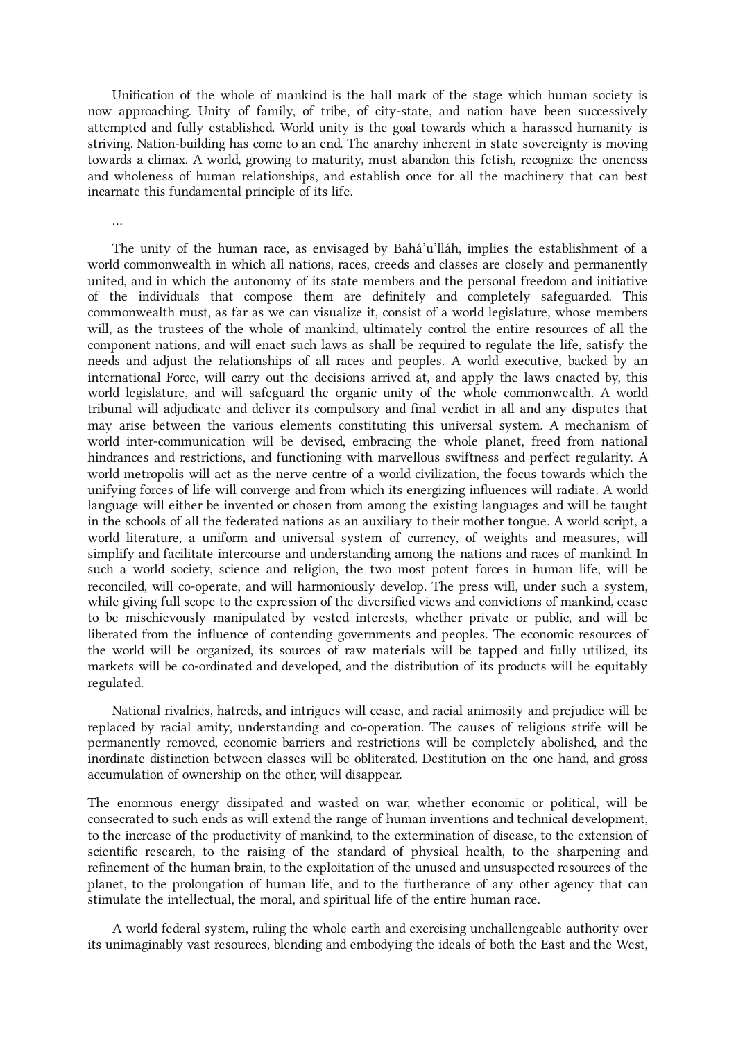Unification of the whole of mankind is the hall mark of the stage which human society is now approaching. Unity of family, of tribe, of city-state, and nation have been successively attempted and fully established. World unity is the goal towards which a harassed humanity is striving. Nation-building has come to an end. The anarchy inherent in state sovereignty is moving towards a climax. A world, growing to maturity, must abandon this fetish, recognize the oneness and wholeness of human relationships, and establish once for all the machinery that can best incarnate this fundamental principle of its life.

…

The unity of the human race, as envisaged by Bahá'u'lláh, implies the establishment of a world commonwealth in which all nations, races, creeds and classes are closely and permanently united, and in which the autonomy of its state members and the personal freedom and initiative of the individuals that compose them are definitely and completely safeguarded. This commonwealth must, as far as we can visualize it, consist of a world legislature, whose members will, as the trustees of the whole of mankind, ultimately control the entire resources of all the component nations, and will enact such laws as shall be required to regulate the life, satisfy the needs and adjust the relationships of all races and peoples. A world executive, backed by an international Force, will carry out the decisions arrived at, and apply the laws enacted by, this world legislature, and will safeguard the organic unity of the whole commonwealth. A world tribunal will adjudicate and deliver its compulsory and final verdict in all and any disputes that may arise between the various elements constituting this universal system. A mechanism of world inter-communication will be devised, embracing the whole planet, freed from national hindrances and restrictions, and functioning with marvellous swiftness and perfect regularity. A world metropolis will act as the nerve centre of a world civilization, the focus towards which the unifying forces of life will converge and from which its energizing influences will radiate. A world language will either be invented or chosen from among the existing languages and will be taught in the schools of all the federated nations as an auxiliary to their mother tongue. A world script, a world literature, a uniform and universal system of currency, of weights and measures, will simplify and facilitate intercourse and understanding among the nations and races of mankind. In such a world society, science and religion, the two most potent forces in human life, will be reconciled, will co-operate, and will harmoniously develop. The press will, under such a system, while giving full scope to the expression of the diversified views and convictions of mankind, cease to be mischievously manipulated by vested interests, whether private or public, and will be liberated from the influence of contending governments and peoples. The economic resources of the world will be organized, its sources of raw materials will be tapped and fully utilized, its markets will be co-ordinated and developed, and the distribution of its products will be equitably regulated.

National rivalries, hatreds, and intrigues will cease, and racial animosity and prejudice will be replaced by racial amity, understanding and co-operation. The causes of religious strife will be permanently removed, economic barriers and restrictions will be completely abolished, and the inordinate distinction between classes will be obliterated. Destitution on the one hand, and gross accumulation of ownership on the other, will disappear.

The enormous energy dissipated and wasted on war, whether economic or political, will be consecrated to such ends as will extend the range of human inventions and technical development, to the increase of the productivity of mankind, to the extermination of disease, to the extension of scientific research, to the raising of the standard of physical health, to the sharpening and refinement of the human brain, to the exploitation of the unused and unsuspected resources of the planet, to the prolongation of human life, and to the furtherance of any other agency that can stimulate the intellectual, the moral, and spiritual life of the entire human race.

A world federal system, ruling the whole earth and exercising unchallengeable authority over its unimaginably vast resources, blending and embodying the ideals of both the East and the West,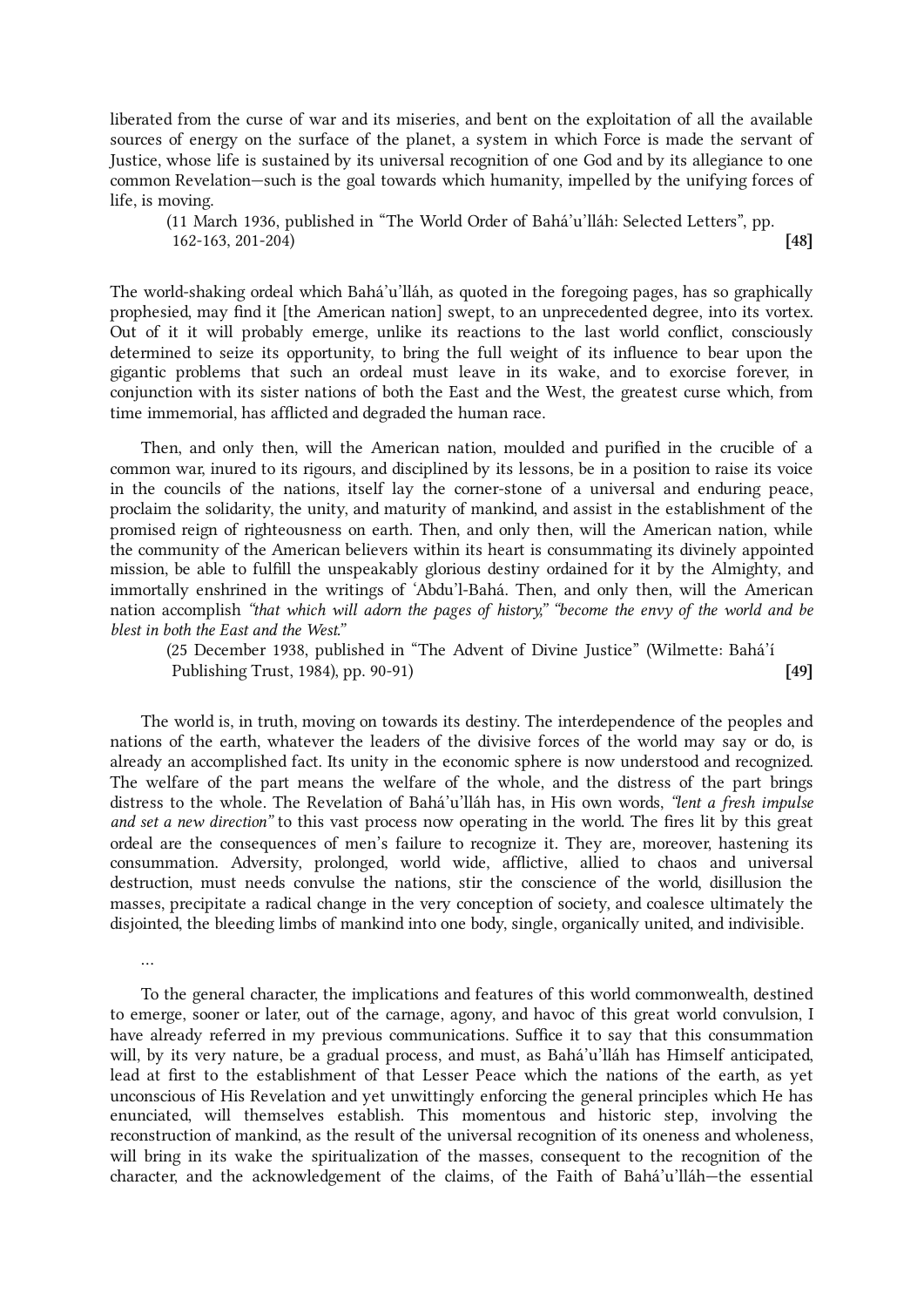liberated from the curse of war and its miseries, and bent on the exploitation of all the available sources of energy on the surface of the planet, a system in which Force is made the servant of Justice, whose life is sustained by its universal recognition of one God and by its allegiance to one common Revelation—such is the goal towards which humanity, impelled by the unifying forces of life, is moving.

(11 March 1936, published in "The World Order of Bahá'u'lláh: Selected Letters", pp. 162-163, 201-204) **[48]**

The world-shaking ordeal which Bahá'u'lláh, as quoted in the foregoing pages, has so graphically prophesied, may find it [the American nation] swept, to an unprecedented degree, into its vortex. Out of it it will probably emerge, unlike its reactions to the last world conflict, consciously determined to seize its opportunity, to bring the full weight of its influence to bear upon the gigantic problems that such an ordeal must leave in its wake, and to exorcise forever, in conjunction with its sister nations of both the East and the West, the greatest curse which, from time immemorial, has afflicted and degraded the human race.

Then, and only then, will the American nation, moulded and purified in the crucible of a common war, inured to its rigours, and disciplined by its lessons, be in a position to raise its voice in the councils of the nations, itself lay the corner-stone of a universal and enduring peace, proclaim the solidarity, the unity, and maturity of mankind, and assist in the establishment of the promised reign of righteousness on earth. Then, and only then, will the American nation, while the community of the American believers within its heart is consummating its divinely appointed mission, be able to fulfill the unspeakably glorious destiny ordained for it by the Almighty, and immortally enshrined in the writings of 'Abdu'l-Bahá. Then, and only then, will the American nation accomplish *"that which will adorn the pages of history," "become the envy of the world and be blest in both the East and the West."*

(25 December 1938, published in "The Advent of Divine Justice" (Wilmette: Bahá'í Publishing Trust, 1984), pp. 90-91) **[49]**

The world is, in truth, moving on towards its destiny. The interdependence of the peoples and nations of the earth, whatever the leaders of the divisive forces of the world may say or do, is already an accomplished fact. Its unity in the economic sphere is now understood and recognized. The welfare of the part means the welfare of the whole, and the distress of the part brings distress to the whole. The Revelation of Bahá'u'lláh has, in His own words, *"lent a fresh impulse and set a new direction"* to this vast process now operating in the world. The fires lit by this great ordeal are the consequences of men's failure to recognize it. They are, moreover, hastening its consummation. Adversity, prolonged, world wide, afflictive, allied to chaos and universal destruction, must needs convulse the nations, stir the conscience of the world, disillusion the masses, precipitate a radical change in the very conception of society, and coalesce ultimately the disjointed, the bleeding limbs of mankind into one body, single, organically united, and indivisible.

…

To the general character, the implications and features of this world commonwealth, destined to emerge, sooner or later, out of the carnage, agony, and havoc of this great world convulsion, I have already referred in my previous communications. Suffice it to say that this consummation will, by its very nature, be a gradual process, and must, as Bahá'u'lláh has Himself anticipated, lead at first to the establishment of that Lesser Peace which the nations of the earth, as yet unconscious of His Revelation and yet unwittingly enforcing the general principles which He has enunciated, will themselves establish. This momentous and historic step, involving the reconstruction of mankind, as the result of the universal recognition of its oneness and wholeness, will bring in its wake the spiritualization of the masses, consequent to the recognition of the character, and the acknowledgement of the claims, of the Faith of Bahá'u'lláh—the essential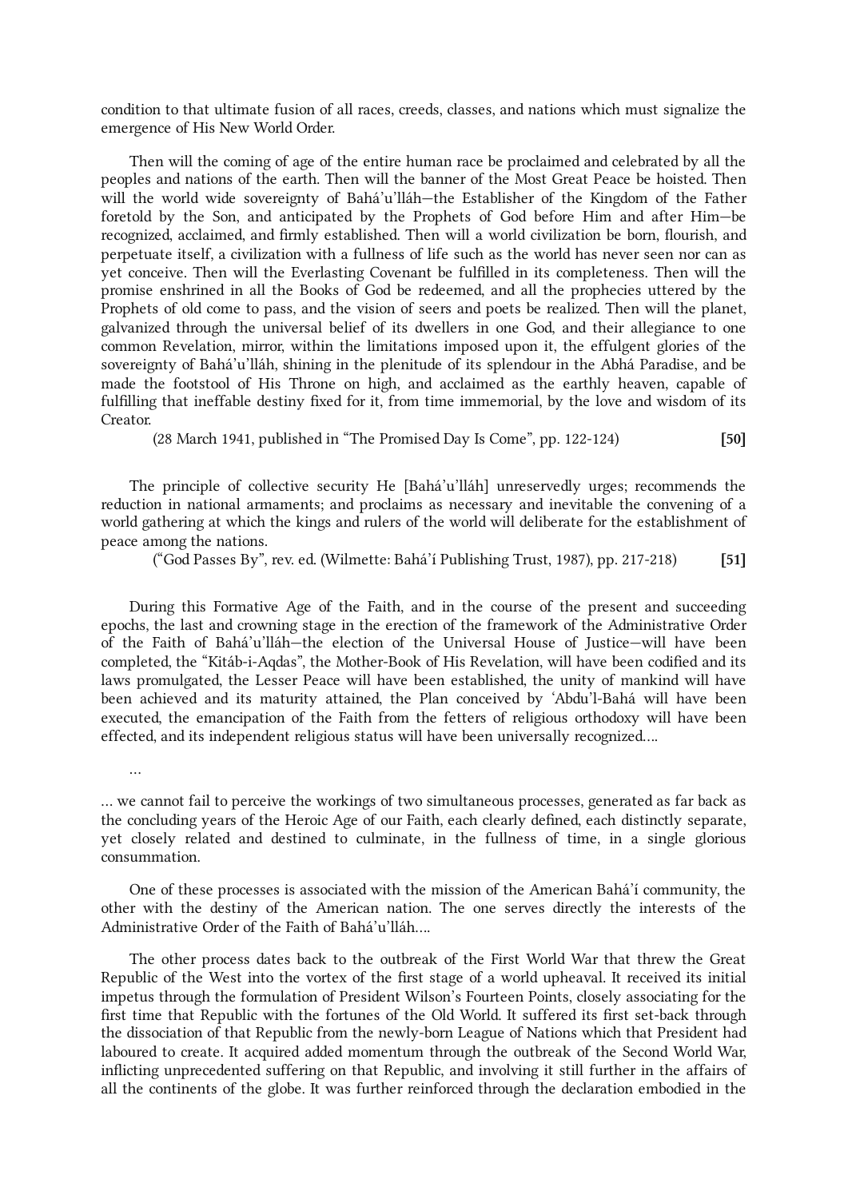condition to that ultimate fusion of all races, creeds, classes, and nations which must signalize the emergence of His New World Order.

Then will the coming of age of the entire human race be proclaimed and celebrated by all the peoples and nations of the earth. Then will the banner of the Most Great Peace be hoisted. Then will the world wide sovereignty of Bahá'u'lláh—the Establisher of the Kingdom of the Father foretold by the Son, and anticipated by the Prophets of God before Him and after Him—be recognized, acclaimed, and firmly established. Then will a world civilization be born, flourish, and perpetuate itself, a civilization with a fullness of life such as the world has never seen nor can as yet conceive. Then will the Everlasting Covenant be fulfilled in its completeness. Then will the promise enshrined in all the Books of God be redeemed, and all the prophecies uttered by the Prophets of old come to pass, and the vision of seers and poets be realized. Then will the planet, galvanized through the universal belief of its dwellers in one God, and their allegiance to one common Revelation, mirror, within the limitations imposed upon it, the effulgent glories of the sovereignty of Bahá'u'lláh, shining in the plenitude of its splendour in the Abhá Paradise, and be made the footstool of His Throne on high, and acclaimed as the earthly heaven, capable of fulfilling that ineffable destiny fixed for it, from time immemorial, by the love and wisdom of its Creator.

(28 March 1941, published in "The Promised Day Is Come", pp. 122-124) **[50]**

The principle of collective security He [Bahá'u'lláh] unreservedly urges; recommends the reduction in national armaments; and proclaims as necessary and inevitable the convening of a world gathering at which the kings and rulers of the world will deliberate for the establishment of peace among the nations.

("God Passes By", rev. ed. (Wilmette: Bahá'í Publishing Trust, 1987), pp. 217-218) **[51]**

During this Formative Age of the Faith, and in the course of the present and succeeding epochs, the last and crowning stage in the erection of the framework of the Administrative Order of the Faith of Bahá'u'lláh—the election of the Universal House of Justice—will have been completed, the "Kitáb-i-Aqdas", the Mother-Book of His Revelation, will have been codified and its laws promulgated, the Lesser Peace will have been established, the unity of mankind will have been achieved and its maturity attained, the Plan conceived by 'Abdu'l-Bahá will have been executed, the emancipation of the Faith from the fetters of religious orthodoxy will have been effected, and its independent religious status will have been universally recognized....

...

... we cannot fail to perceive the workings of two simultaneous processes, generated as far back as the concluding years of the Heroic Age of our Faith, each clearly defined, each distinctly separate, yet closely related and destined to culminate, in the fullness of time, in a single glorious consummation.

One of these processes is associated with the mission of the American Bahá'í community, the other with the destiny of the American nation. The one serves directly the interests of the Administrative Order of the Faith of Bahá'u'lláh....

The other process dates back to the outbreak of the First World War that threw the Great Republic of the West into the vortex of the first stage of a world upheaval. It received its initial impetus through the formulation of President Wilson's Fourteen Points, closely associating for the first time that Republic with the fortunes of the Old World. It suffered its first set-back through the dissociation of that Republic from the newly-born League of Nations which that President had laboured to create. It acquired added momentum through the outbreak of the Second World War, inflicting unprecedented suffering on that Republic, and involving it still further in the affairs of all the continents of the globe. It was further reinforced through the declaration embodied in the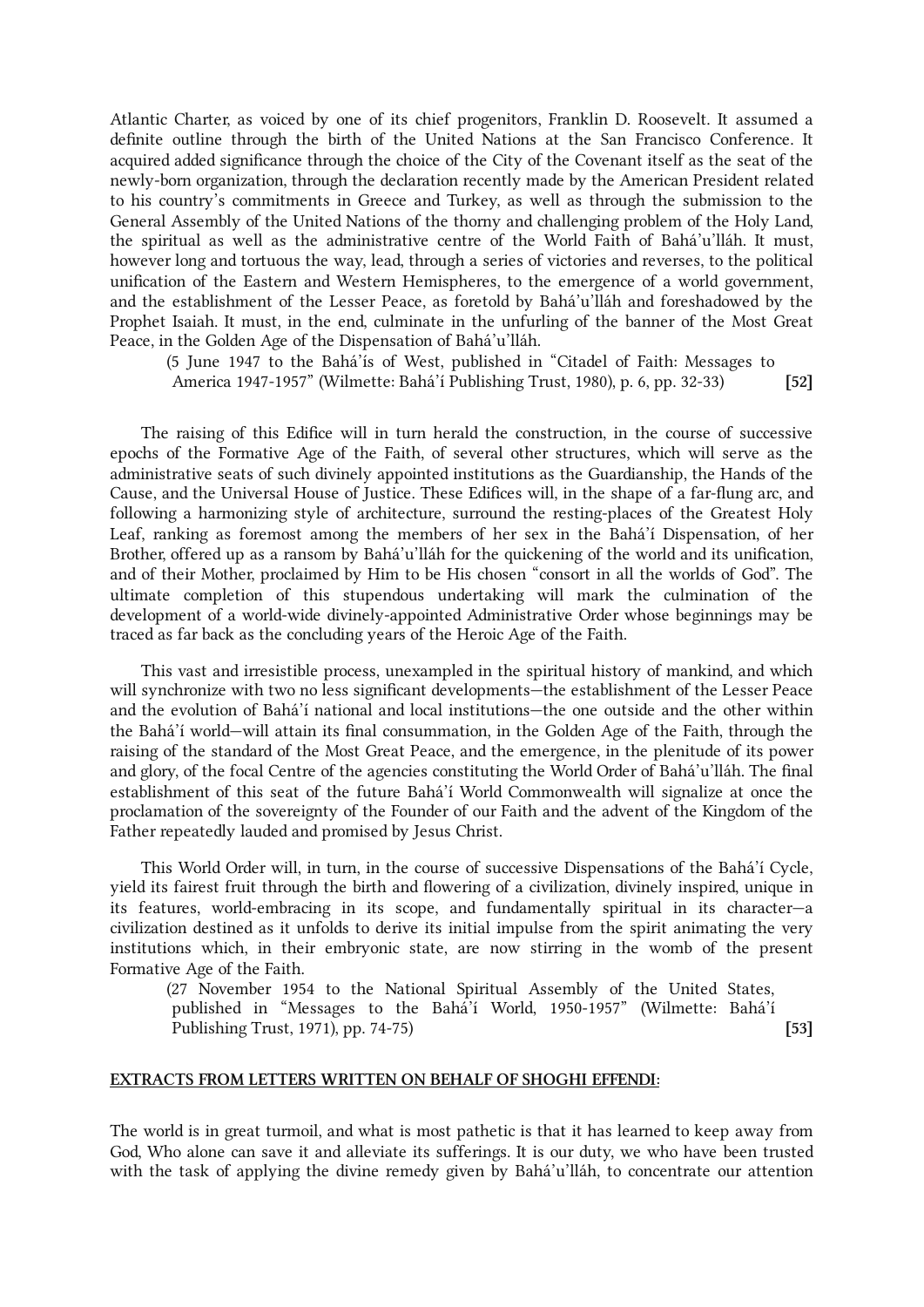Atlantic Charter, as voiced by one of its chief progenitors, Franklin D. Roosevelt. It assumed a definite outline through the birth of the United Nations at the San Francisco Conference. It acquired added significance through the choice of the City of the Covenant itself as the seat of the newly-born organization, through the declaration recently made by the American President related to his country's commitments in Greece and Turkey, as well as through the submission to the General Assembly of the United Nations of the thorny and challenging problem of the Holy Land, the spiritual as well as the administrative centre of the World Faith of Bahá'u'lláh. It must, however long and tortuous the way, lead, through a series of victories and reverses, to the political unification of the Eastern and Western Hemispheres, to the emergence of a world government, and the establishment of the Lesser Peace, as foretold by Bahá'u'lláh and foreshadowed by the Prophet Isaiah. It must, in the end, culminate in the unfurling of the banner of the Most Great Peace, in the Golden Age of the Dispensation of Bahá'u'lláh.

(5 June 1947 to the Bahá'ís of West, published in "Citadel of Faith: Messages to America 1947-1957" (Wilmette: Bahá'í Publishing Trust, 1980), p. 6, pp. 32-33) **[52]**

The raising of this Edifice will in turn herald the construction, in the course of successive epochs of the Formative Age of the Faith, of several other structures, which will serve as the administrative seats of such divinely appointed institutions as the Guardianship, the Hands of the Cause, and the Universal House of Justice. These Edifices will, in the shape of a far-flung arc, and following a harmonizing style of architecture, surround the resting-places of the Greatest Holy Leaf, ranking as foremost among the members of her sex in the Bahá'í Dispensation, of her Brother, offered up as a ransom by Bahá'u'lláh for the quickening of the world and its unification, and of their Mother, proclaimed by Him to be His chosen "consort in all the worlds of God". The ultimate completion of this stupendous undertaking will mark the culmination of the development of a world-wide divinely-appointed Administrative Order whose beginnings may be traced as far back as the concluding years of the Heroic Age of the Faith.

This vast and irresistible process, unexampled in the spiritual history of mankind, and which will synchronize with two no less significant developments—the establishment of the Lesser Peace and the evolution of Bahá'í national and local institutions—the one outside and the other within the Bahá'í world—will attain its final consummation, in the Golden Age of the Faith, through the raising of the standard of the Most Great Peace, and the emergence, in the plenitude of its power and glory, of the focal Centre of the agencies constituting the World Order of Bahá'u'lláh. The final establishment of this seat of the future Bahá'í World Commonwealth will signalize at once the proclamation of the sovereignty of the Founder of our Faith and the advent of the Kingdom of the Father repeatedly lauded and promised by Jesus Christ.

This World Order will, in turn, in the course of successive Dispensations of the Bahá'í Cycle, yield its fairest fruit through the birth and flowering of a civilization, divinely inspired, unique in its features, world-embracing in its scope, and fundamentally spiritual in its character—a civilization destined as it unfolds to derive its initial impulse from the spirit animating the very institutions which, in their embryonic state, are now stirring in the womb of the present Formative Age of the Faith.

(27 November 1954 to the National Spiritual Assembly of the United States, published in "Messages to the Bahá'í World, 1950-1957" (Wilmette: Bahá'í Publishing Trust, 1971), pp. 74-75) **[53]**

## EXTRACTS FROM LETTERS WRITTEN ON BEHALF OF SHOGHI EFFENDI:

The world is in great turmoil, and what is most pathetic is that it has learned to keep away from God, Who alone can save it and alleviate its sufferings. It is our duty, we who have been trusted with the task of applying the divine remedy given by Bahá'u'lláh, to concentrate our attention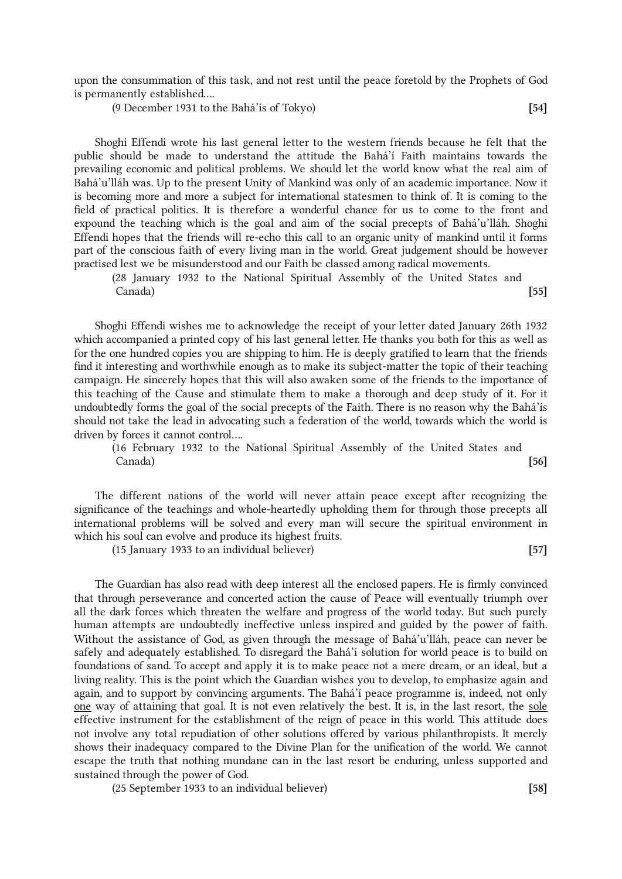upon the consummation of this task, and not rest until the peace foretold by the Prophets of God is permanently established….

(9 December 1931 to the Bahá'ís of Tokyo) **[54]**

Shoghi Effendi wrote his last general letter to the western friends because he felt that the public should be made to understand the attitude the Bahá'í Faith maintains towards the prevailing economic and political problems. We should let the world know what the real aim of Bahá'u'lláh was. Up to the present Unity of Mankind was only of an academic importance. Now it is becoming more and more a subject for international statesmen to think of. It is coming to the field of practical politics. It is therefore a wonderful chance for us to come to the front and expound the teaching which is the goal and aim of the social precepts of Bahá'u'lláh. Shoghi Effendi hopes that the friends will re-echo this call to an organic unity of mankind until it forms part of the conscious faith of every living man in the world. Great judgement should be however practised lest we be misunderstood and our Faith be classed among radical movements.

(28 January 1932 to the National Spiritual Assembly of the United States and Canada) **[55]**

Shoghi Effendi wishes me to acknowledge the receipt of your letter dated January 26th 1932 which accompanied a printed copy of his last general letter. He thanks you both for this as well as for the one hundred copies you are shipping to him. He is deeply gratified to learn that the friends find it interesting and worthwhile enough as to make its subject-matter the topic of their teaching campaign. He sincerely hopes that this will also awaken some of the friends to the importance of this teaching of the Cause and stimulate them to make a thorough and deep study of it. For it undoubtedly forms the goal of the social precepts of the Faith. There is no reason why the Bahá'ís should not take the lead in advocating such a federation of the world, towards which the world is driven by forces it cannot control….

(16 February 1932 to the National Spiritual Assembly of the United States and Canada) **[56]**

The different nations of the world will never attain peace except after recognizing the significance of the teachings and whole-heartedly upholding them for through those precepts all international problems will be solved and every man will secure the spiritual environment in which his soul can evolve and produce its highest fruits.

(15 January 1933 to an individual believer) **[57]**

The Guardian has also read with deep interest all the enclosed papers. He is firmly convinced that through perseverance and concerted action the cause of Peace will eventually triumph over all the dark forces which threaten the welfare and progress of the world today. But such purely human attempts are undoubtedly ineffective unless inspired and guided by the power of faith. Without the assistance of God, as given through the message of Bahá'u'lláh, peace can never be safely and adequately established. To disregard the Bahá'í solution for world peace is to build on foundations of sand. To accept and apply it is to make peace not a mere dream, or an ideal, but a living reality. This is the point which the Guardian wishes you to develop, to emphasize again and again, and to support by convincing arguments. The Bahá'í peace programme is, indeed, not only <u>one</u> way of attaining that goal. It is not even relatively the best. It is, in the last resort, the <u>sole</u> effective instrument for the establishment of the reign of peace in this world. This attitude does not involve any total repudiation of other solutions offered by various philanthropists. It merely shows their inadequacy compared to the Divine Plan for the unification of the world. We cannot escape the truth that nothing mundane can in the last resort be enduring, unless supported and sustained through the power of God.

(25 September 1933 to an individual believer) **[58]**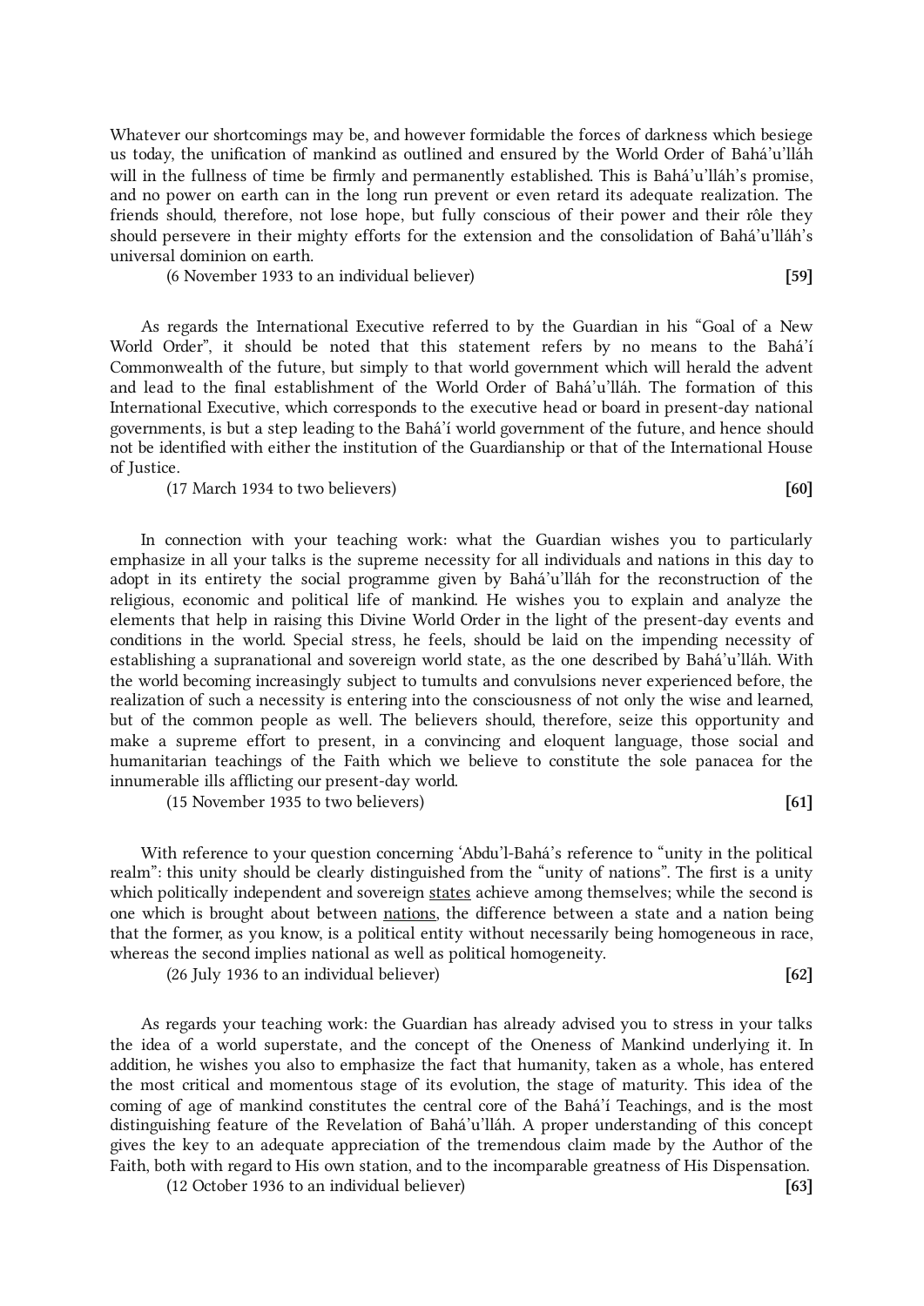Whatever our shortcomings may be, and however formidable the forces of darkness which besiege us today, the unification of mankind as outlined and ensured by the World Order of Bahá'u'lláh will in the fullness of time be firmly and permanently established. This is Bahá'u'lláh's promise, and no power on earth can in the long run prevent or even retard its adequate realization. The friends should, therefore, not lose hope, but fully conscious of their power and their rôle they should persevere in their mighty efforts for the extension and the consolidation of Bahá'u'lláh's universal dominion on earth.

(6 November 1933 to an individual believer) **[59]**

As regards the International Executive referred to by the Guardian in his "Goal of a New World Order", it should be noted that this statement refers by no means to the Bahá'í Commonwealth of the future, but simply to that world government which will herald the advent and lead to the final establishment of the World Order of Bahá'u'lláh. The formation of this International Executive, which corresponds to the executive head or board in present-day national governments, is but a step leading to the Bahá'í world government of the future, and hence should not be identified with either the institution of the Guardianship or that of the International House of Justice.

(17 March 1934 to two believers) **[60]**

In connection with your teaching work: what the Guardian wishes you to particularly emphasize in all your talks is the supreme necessity for all individuals and nations in this day to adopt in its entirety the social programme given by Bahá'u'lláh for the reconstruction of the religious, economic and political life of mankind. He wishes you to explain and analyze the elements that help in raising this Divine World Order in the light of the present-day events and conditions in the world. Special stress, he feels, should be laid on the impending necessity of establishing a supranational and sovereign world state, as the one described by Bahá'u'lláh. With the world becoming increasingly subject to tumults and convulsions never experienced before, the realization of such a necessity is entering into the consciousness of not only the wise and learned, but of the common people as well. The believers should, therefore, seize this opportunity and make a supreme effort to present, in a convincing and eloquent language, those social and humanitarian teachings of the Faith which we believe to constitute the sole panacea for the innumerable ills afflicting our present-day world.

(15 November 1935 to two believers) **[61]**

With reference to your question concerning 'Abdu'l-Bahá's reference to "unity in the political realm": this unity should be clearly distinguished from the "unity of nations". The first is a unity which politically independent and sovereign <u>states</u> achieve among themselves; while the second is one which is brought about between <u>nations</u>, the difference between a state and a nation being that the former, as you know, is a political entity without necessarily being homogeneous in race, whereas the second implies national as well as political homogeneity.

(26 July 1936 to an individual believer) **[62]**

As regards your teaching work: the Guardian has already advised you to stress in your talks the idea of a world superstate, and the concept of the Oneness of Mankind underlying it. In addition, he wishes you also to emphasize the fact that humanity, taken as a whole, has entered the most critical and momentous stage of its evolution, the stage of maturity. This idea of the coming of age of mankind constitutes the central core of the Bahá'í Teachings, and is the most distinguishing feature of the Revelation of Bahá'u'lláh. A proper understanding of this concept gives the key to an adequate appreciation of the tremendous claim made by the Author of the Faith, both with regard to His own station, and to the incomparable greatness of His Dispensation.

(12 October 1936 to an individual believer) **[63]**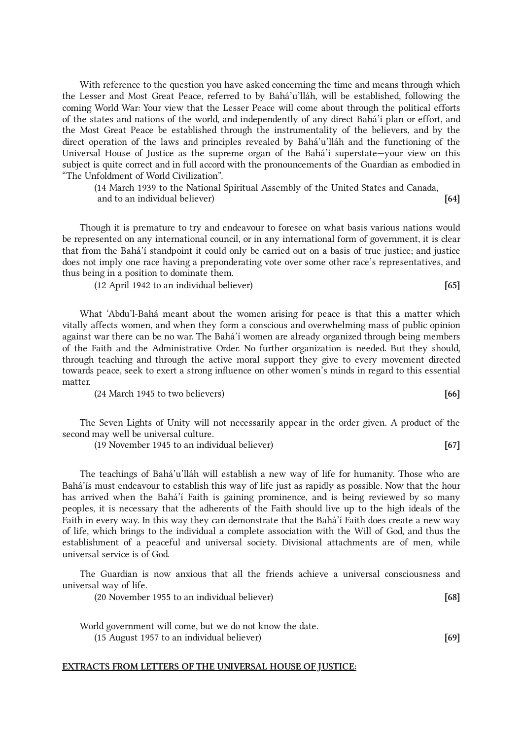With reference to the question you have asked concerning the time and means through which the Lesser and Most Great Peace, referred to by Bahá'u'lláh, will be established, following the coming World War: Your view that the Lesser Peace will come about through the political efforts of the states and nations of the world, and independently of any direct Bahá'í plan or effort, and the Most Great Peace be established through the instrumentality of the believers, and by the direct operation of the laws and principles revealed by Bahá'u'lláh and the functioning of the Universal House of Justice as the supreme organ of the Bahá'í superstate—your view on this subject is quite correct and in full accord with the pronouncements of the Guardian as embodied in "The Unfoldment of World Civilization".

(14 March 1939 to the National Spiritual Assembly of the United States and Canada, and to an individual believer) **[64]**

Though it is premature to try and endeavour to foresee on what basis various nations would be represented on any international council, or in any international form of government, it is clear that from the Bahá'í standpoint it could only be carried out on a basis of true justice; and justice does not imply one race having a preponderating vote over some other race's representatives, and thus being in a position to dominate them.

(12 April 1942 to an individual believer) **[65]**

What 'Abdu'l-Bahá meant about the women arising for peace is that this a matter which vitally affects women, and when they form a conscious and overwhelming mass of public opinion against war there can be no war. The Bahá'í women are already organized through being members of the Faith and the Administrative Order. No further organization is needed. But they should, through teaching and through the active moral support they give to every movement directed towards peace, seek to exert a strong influence on other women's minds in regard to this essential matter.

(24 March 1945 to two believers) **[66]**

The Seven Lights of Unity will not necessarily appear in the order given. A product of the second may well be universal culture.

(19 November 1945 to an individual believer) **[67]**

The teachings of Bahá'u'lláh will establish a new way of life for humanity. Those who are Bahá'ís must endeavour to establish this way of life just as rapidly as possible. Now that the hour has arrived when the Bahá'í Faith is gaining prominence, and is being reviewed by so many peoples, it is necessary that the adherents of the Faith should live up to the high ideals of the Faith in every way. In this way they can demonstrate that the Bahá'í Faith does create a new way of life, which brings to the individual a complete association with the Will of God, and thus the establishment of a peaceful and universal society. Divisional attachments are of men, while universal service is of God.

The Guardian is now anxious that all the friends achieve a universal consciousness and universal way of life.

(20 November 1955 to an individual believer) **[68]**

World government will come, but we do not know the date.

(15 August 1957 to an individual believer) **[69]**

## EXTRACTS FROM LETTERS OF THE UNIVERSAL HOUSE OF JUSTICE: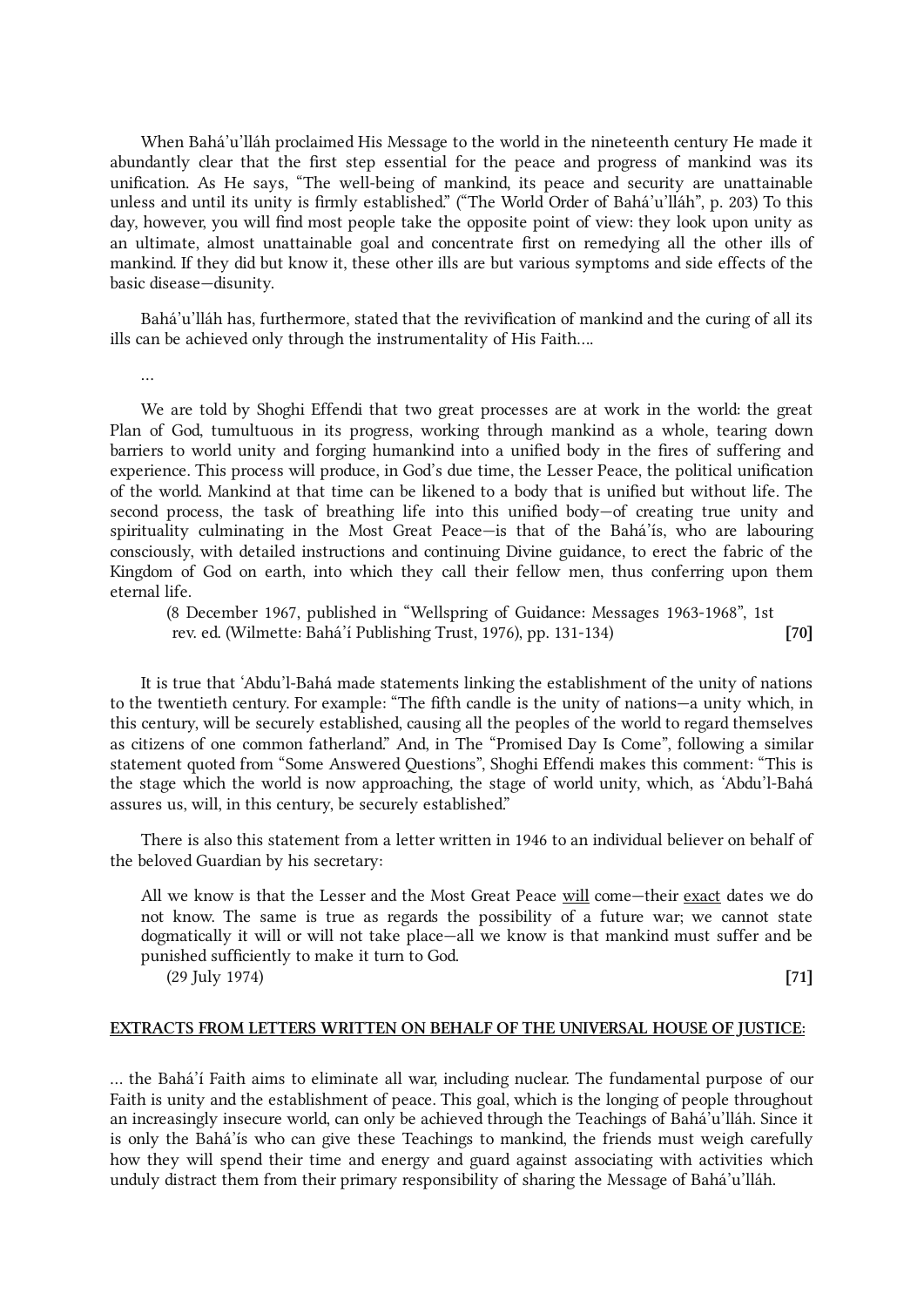When Bahá'u'lláh proclaimed His Message to the world in the nineteenth century He made it abundantly clear that the first step essential for the peace and progress of mankind was its unification. As He says, "The well-being of mankind, its peace and security are unattainable unless and until its unity is firmly established." ("The World Order of Bahá'u'lláh", p. 203) To this day, however, you will find most people take the opposite point of view: they look upon unity as an ultimate, almost unattainable goal and concentrate first on remedying all the other ills of mankind. If they did but know it, these other ills are but various symptoms and side effects of the basic disease—disunity.

Bahá'u'lláh has, furthermore, stated that the revivification of mankind and the curing of all its ills can be achieved only through the instrumentality of His Faith....

...

We are told by Shoghi Effendi that two great processes are at work in the world: the great Plan of God, tumultuous in its progress, working through mankind as a whole, tearing down barriers to world unity and forging humankind into a unified body in the fires of suffering and experience. This process will produce, in God's due time, the Lesser Peace, the political unification of the world. Mankind at that time can be likened to a body that is unified but without life. The second process, the task of breathing life into this unified body—of creating true unity and spirituality culminating in the Most Great Peace—is that of the Bahá'ís, who are labouring consciously, with detailed instructions and continuing Divine guidance, to erect the fabric of the Kingdom of God on earth, into which they call their fellow men, thus conferring upon them eternal life.

(8 December 1967, published in "Wellspring of Guidance: Messages 1963-1968", 1st rev. ed. (Wilmette: Bahá'í Publishing Trust, 1976), pp. 131-134) **[70]**

It is true that 'Abdu'l-Bahá made statements linking the establishment of the unity of nations to the twentieth century. For example: "The fifth candle is the unity of nations—a unity which, in this century, will be securely established, causing all the peoples of the world to regard themselves as citizens of one common fatherland." And, in The "Promised Day Is Come", following a similar statement quoted from "Some Answered Questions", Shoghi Effendi makes this comment: "This is the stage which the world is now approaching, the stage of world unity, which, as 'Abdu'l-Bahá assures us, will, in this century, be securely established."

There is also this statement from a letter written in 1946 to an individual believer on behalf of the beloved Guardian by his secretary:

> All we know is that the Lesser and the Most Great Peace <u>will</u> come—their <u>exact</u> dates we do not know. The same is true as regards the possibility of a future war; we cannot state dogmatically it will or will not take place—all we know is that mankind must suffer and be punished sufficiently to make it turn to God.

(29 July 1974) **[71]**

<u>EXTRACTS FROM LETTERS WRITTEN ON BEHALF OF THE UNIVERSAL HOUSE OF JUSTICE:</u>

... the Bahá'í Faith aims to eliminate all war, including nuclear. The fundamental purpose of our Faith is unity and the establishment of peace. This goal, which is the longing of people throughout an increasingly insecure world, can only be achieved through the Teachings of Bahá'u'lláh. Since it is only the Bahá'ís who can give these Teachings to mankind, the friends must weigh carefully how they will spend their time and energy and guard against associating with activities which unduly distract them from their primary responsibility of sharing the Message of Bahá'u'lláh.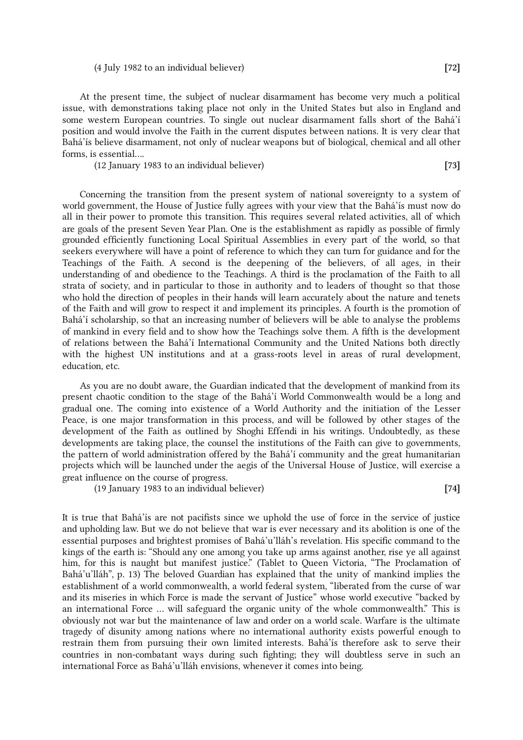(4 July 1982 to an individual believer) **[72]**

At the present time, the subject of nuclear disarmament has become very much a political issue, with demonstrations taking place not only in the United States but also in England and some western European countries. To single out nuclear disarmament falls short of the Bahá'í position and would involve the Faith in the current disputes between nations. It is very clear that Bahá'ís believe disarmament, not only of nuclear weapons but of biological, chemical and all other forms, is essential….

(12 January 1983 to an individual believer) **[73]**

Concerning the transition from the present system of national sovereignty to a system of world government, the House of Justice fully agrees with your view that the Bahá'ís must now do all in their power to promote this transition. This requires several related activities, all of which are goals of the present Seven Year Plan. One is the establishment as rapidly as possible of firmly grounded efficiently functioning Local Spiritual Assemblies in every part of the world, so that seekers everywhere will have a point of reference to which they can turn for guidance and for the Teachings of the Faith. A second is the deepening of the believers, of all ages, in their understanding of and obedience to the Teachings. A third is the proclamation of the Faith to all strata of society, and in particular to those in authority and to leaders of thought so that those who hold the direction of peoples in their hands will learn accurately about the nature and tenets of the Faith and will grow to respect it and implement its principles. A fourth is the promotion of Bahá'í scholarship, so that an increasing number of believers will be able to analyse the problems of mankind in every field and to show how the Teachings solve them. A fifth is the development of relations between the Bahá'í International Community and the United Nations both directly with the highest UN institutions and at a grass-roots level in areas of rural development, education, etc.

As you are no doubt aware, the Guardian indicated that the development of mankind from its present chaotic condition to the stage of the Bahá'í World Commonwealth would be a long and gradual one. The coming into existence of a World Authority and the initiation of the Lesser Peace, is one major transformation in this process, and will be followed by other stages of the development of the Faith as outlined by Shoghi Effendi in his writings. Undoubtedly, as these developments are taking place, the counsel the institutions of the Faith can give to governments, the pattern of world administration offered by the Bahá'í community and the great humanitarian projects which will be launched under the aegis of the Universal House of Justice, will exercise a great influence on the course of progress.

(19 January 1983 to an individual believer) **[74]**

It is true that Bahá'ís are not pacifists since we uphold the use of force in the service of justice and upholding law. But we do not believe that war is ever necessary and its abolition is one of the essential purposes and brightest promises of Bahá'u'lláh's revelation. His specific command to the kings of the earth is: "Should any one among you take up arms against another, rise ye all against him, for this is naught but manifest justice." (Tablet to Queen Victoria, "The Proclamation of Bahá'u'lláh", p. 13) The beloved Guardian has explained that the unity of mankind implies the establishment of a world commonwealth, a world federal system, "liberated from the curse of war and its miseries in which Force is made the servant of Justice" whose world executive "backed by an international Force … will safeguard the organic unity of the whole commonwealth." This is obviously not war but the maintenance of law and order on a world scale. Warfare is the ultimate tragedy of disunity among nations where no international authority exists powerful enough to restrain them from pursuing their own limited interests. Bahá'ís therefore ask to serve their countries in non-combatant ways during such fighting; they will doubtless serve in such an international Force as Bahá'u'lláh envisions, whenever it comes into being.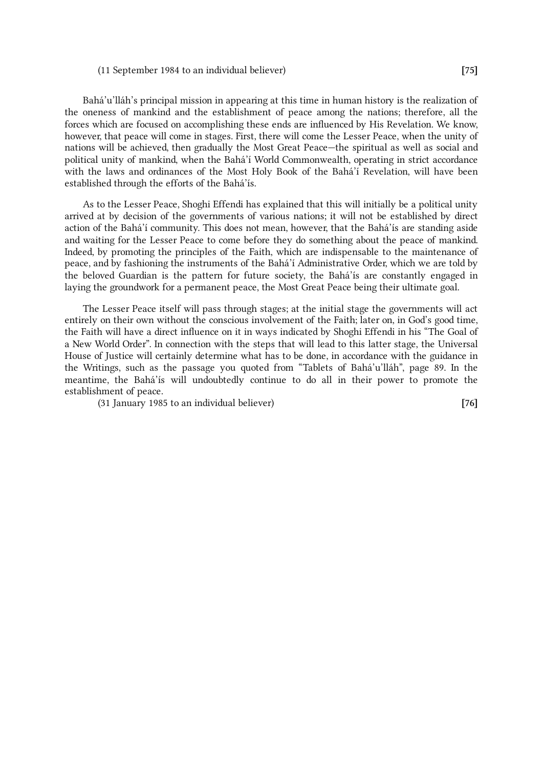(11 September 1984 to an individual believer) **[75]**

Bahá'u'lláh's principal mission in appearing at this time in human history is the realization of the oneness of mankind and the establishment of peace among the nations; therefore, all the forces which are focused on accomplishing these ends are influenced by His Revelation. We know, however, that peace will come in stages. First, there will come the Lesser Peace, when the unity of nations will be achieved, then gradually the Most Great Peace—the spiritual as well as social and political unity of mankind, when the Bahá'í World Commonwealth, operating in strict accordance with the laws and ordinances of the Most Holy Book of the Bahá'í Revelation, will have been established through the efforts of the Bahá'ís.

As to the Lesser Peace, Shoghi Effendi has explained that this will initially be a political unity arrived at by decision of the governments of various nations; it will not be established by direct action of the Bahá'í community. This does not mean, however, that the Bahá'ís are standing aside and waiting for the Lesser Peace to come before they do something about the peace of mankind. Indeed, by promoting the principles of the Faith, which are indispensable to the maintenance of peace, and by fashioning the instruments of the Bahá'í Administrative Order, which we are told by the beloved Guardian is the pattern for future society, the Bahá'ís are constantly engaged in laying the groundwork for a permanent peace, the Most Great Peace being their ultimate goal.

The Lesser Peace itself will pass through stages; at the initial stage the governments will act entirely on their own without the conscious involvement of the Faith; later on, in God's good time, the Faith will have a direct influence on it in ways indicated by Shoghi Effendi in his "The Goal of a New World Order". In connection with the steps that will lead to this latter stage, the Universal House of Justice will certainly determine what has to be done, in accordance with the guidance in the Writings, such as the passage you quoted from "Tablets of Bahá'u'lláh", page 89. In the meantime, the Bahá'ís will undoubtedly continue to do all in their power to promote the establishment of peace.

(31 January 1985 to an individual believer) **[76]**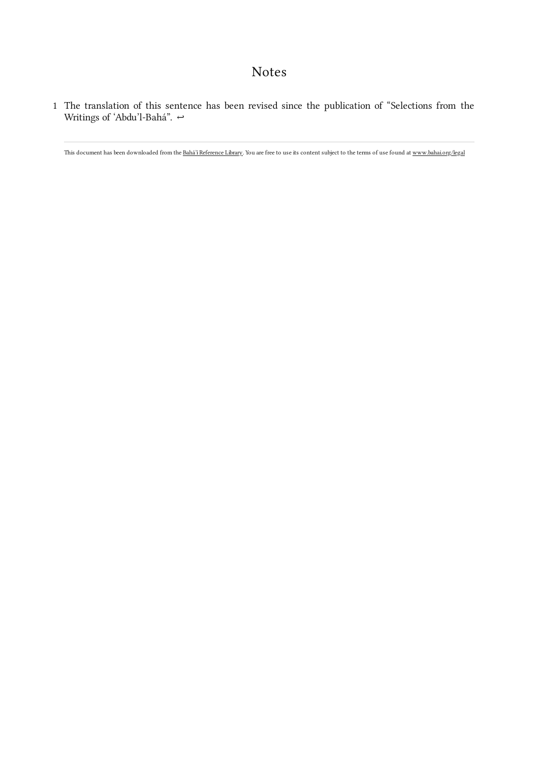# Notes

1. The translation of this sentence has been revised since the publication of “Selections from the Writings of ‘Abdu’l-Bahá”. ↩

---

This document has been downloaded from the Bahá’í Reference Library. You are free to use its content subject to the terms of use found at www.bahai.org/legal